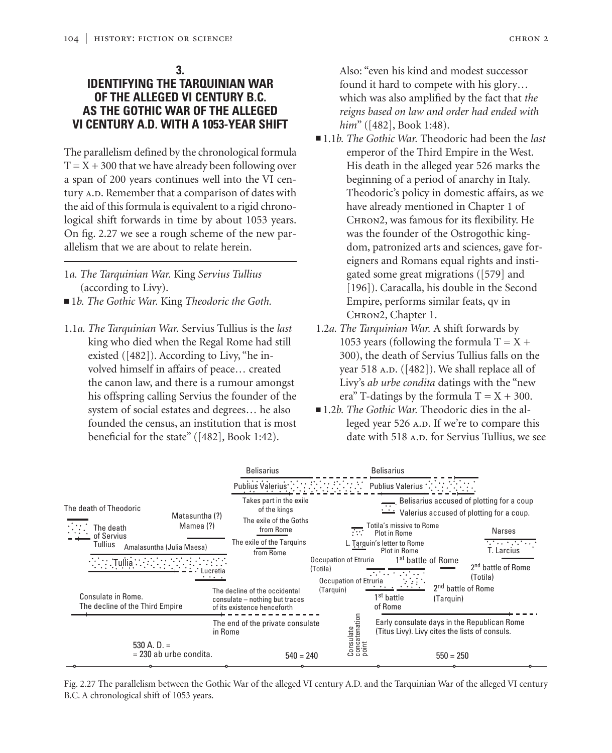## 3. IDENTIFYING THE TARQUINIAN WAR OF THE ALLEGED VI CENTURY B.C. AS THE GOTHIC WAR OF THE ALLEGED VI CENTURY A.D. WITH A 1053-YEAR SHIFT

The parallelism defined by the chronological formula $T = X + 300$ that we have already been following over a span of 200 years continues well into the VI century A.D. Remember that a comparison of dates with the aid of this formula is equivalent to a rigid chronological shift forwards in time by about 1053 years. On fig. 2.27 we see a rough scheme of the new parallelism that we are about to relate herein.

---

1*a. The Tarquinian War.* King *Servius Tullius* (according to Livy).

■ 1*b. The Gothic War.* King *Theodoric the Goth.*

1.1*a. The Tarquinian War.* Servius Tullius is the *last* king who died when the Regal Rome had still existed ([482]). According to Livy, "he involved himself in affairs of peace… created the canon law, and there is a rumour amongst his offspring calling Servius the founder of the system of social estates and degrees… he also founded the census, an institution that is most beneficial for the state" ([482], Book 1:42).

Also: "even his kind and modest successor found it hard to compete with his glory… which was also amplified by the fact that *the reigns based on law and order had ended with him*" ([482], Book 1:48).

■ 1.1*b. The Gothic War.* Theodoric had been the *last* emperor of the Third Empire in the West. His death in the alleged year 526 marks the beginning of a period of anarchy in Italy. Theodoric's policy in domestic affairs, as we have already mentioned in Chapter 1 of CHRON2, was famous for its flexibility. He was the founder of the Ostrogothic kingdom, patronized arts and sciences, gave foreigners and Romans equal rights and instigated some great migrations ([579] and [196]). Caracalla, his double in the Second Empire, performs similar feats, qv in CHRON2, Chapter 1.

1.2*a. The Tarquinian War.* A shift forwards by 1053 years (following the formula $T = X + 300$), the death of Servius Tullius falls on the year 518 A.D. ([482]). We shall replace all of Livy's *ab urbe condita* datings with the "new era" T-datings by the formula $T = X + 300$.

■ 1.2*b. The Gothic War.* Theodoric dies in the alleged year 526 A.D. If we're to compare this date with 518 A.D. for Servius Tullius, we see

Fig. 2.27 The parallelism between the Gothic War of the alleged VI century A.D. and the Tarquinian War of the alleged VI century B.C. A chronological shift of 1053 years.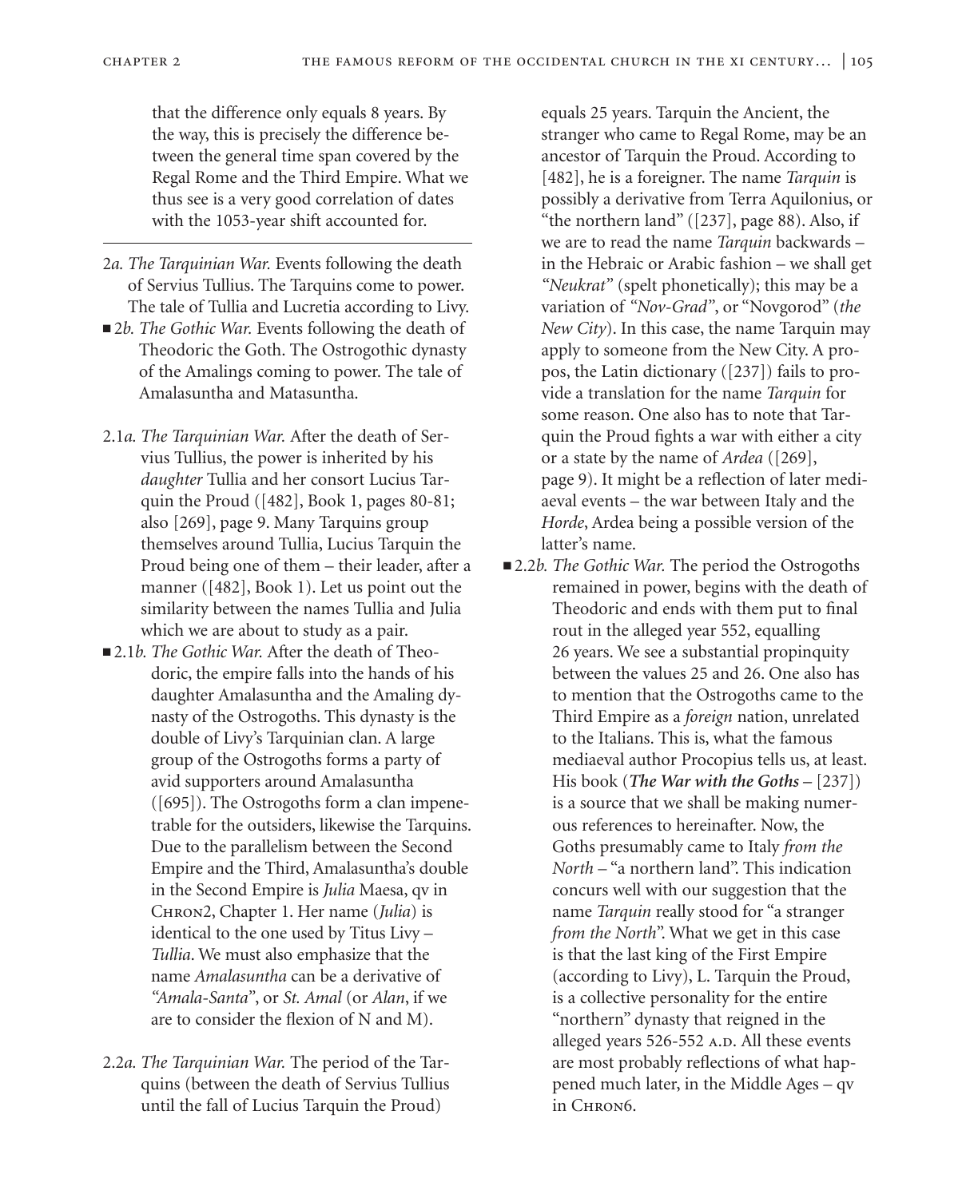that the difference only equals 8 years. By the way, this is precisely the difference between the general time span covered by the Regal Rome and the Third Empire. What we thus see is a very good correlation of dates with the 1053-year shift accounted for.

---

2*a. The Tarquinian War.* Events following the death of Servius Tullius. The Tarquins come to power. The tale of Tullia and Lucretia according to Livy.

■ 2*b. The Gothic War.* Events following the death of Theodoric the Goth. The Ostrogothic dynasty of the Amalings coming to power. The tale of Amalasuntha and Matasuntha.

2.1*a. The Tarquinian War.* After the death of Servius Tullius, the power is inherited by his *daughter* Tullia and her consort Lucius Tarquin the Proud ([482], Book 1, pages 80-81; also [269], page 9. Many Tarquins group themselves around Tullia, Lucius Tarquin the Proud being one of them – their leader, after a manner ([482], Book 1). Let us point out the similarity between the names Tullia and Julia which we are about to study as a pair.

■ 2.1*b. The Gothic War.* After the death of Theodoric, the empire falls into the hands of his daughter Amalasuntha and the Amaling dynasty of the Ostrogoths. This dynasty is the double of Livy's Tarquinian clan. A large group of the Ostrogoths forms a party of avid supporters around Amalasuntha ([695]). The Ostrogoths form a clan impenetrable for the outsiders, likewise the Tarquins. Due to the parallelism between the Second Empire and the Third, Amalasuntha's double in the Second Empire is *Julia* Maesa, qv in CHRON2, Chapter 1. Her name (*Julia*) is identical to the one used by Titus Livy – *Tullia*. We must also emphasize that the name *Amalasuntha* can be a derivative of *"Amala-Santa"*, or *St. Amal* (or *Alan*, if we are to consider the flexion of N and M).

2.2*a. The Tarquinian War.* The period of the Tarquins (between the death of Servius Tullius until the fall of Lucius Tarquin the Proud) equals 25 years. Tarquin the Ancient, the stranger who came to Regal Rome, may be an ancestor of Tarquin the Proud. According to [482], he is a foreigner. The name *Tarquin* is possibly a derivative from Terra Aquilonius, or "the northern land" ([237], page 88). Also, if we are to read the name *Tarquin* backwards – in the Hebraic or Arabic fashion – we shall get *"Neukrat"* (spelt phonetically); this may be a variation of *"Nov-Grad"*, or "Novgorod" (*the New City*). In this case, the name Tarquin may apply to someone from the New City. A propos, the Latin dictionary ([237]) fails to provide a translation for the name *Tarquin* for some reason. One also has to note that Tarquin the Proud fights a war with either a city or a state by the name of *Ardea* ([269], page 9). It might be a reflection of later mediaeval events – the war between Italy and the *Horde*, Ardea being a possible version of the latter's name.

■ 2.2*b. The Gothic War.* The period the Ostrogoths remained in power, begins with the death of Theodoric and ends with them put to final rout in the alleged year 552, equalling 26 years. We see a substantial propinquity between the values 25 and 26. One also has to mention that the Ostrogoths came to the Third Empire as a *foreign* nation, unrelated to the Italians. This is, what the famous mediaeval author Procopius tells us, at least. His book (***The War with the Goths*** – [237]) is a source that we shall be making numerous references to hereinafter. Now, the Goths presumably came to Italy *from the North* – "a northern land". This indication concurs well with our suggestion that the name *Tarquin* really stood for "a stranger *from the North*". What we get in this case is that the last king of the First Empire (according to Livy), L. Tarquin the Proud, is a collective personality for the entire "northern" dynasty that reigned in the alleged years 526-552 A.D. All these events are most probably reflections of what happened much later, in the Middle Ages – qv in CHRON6.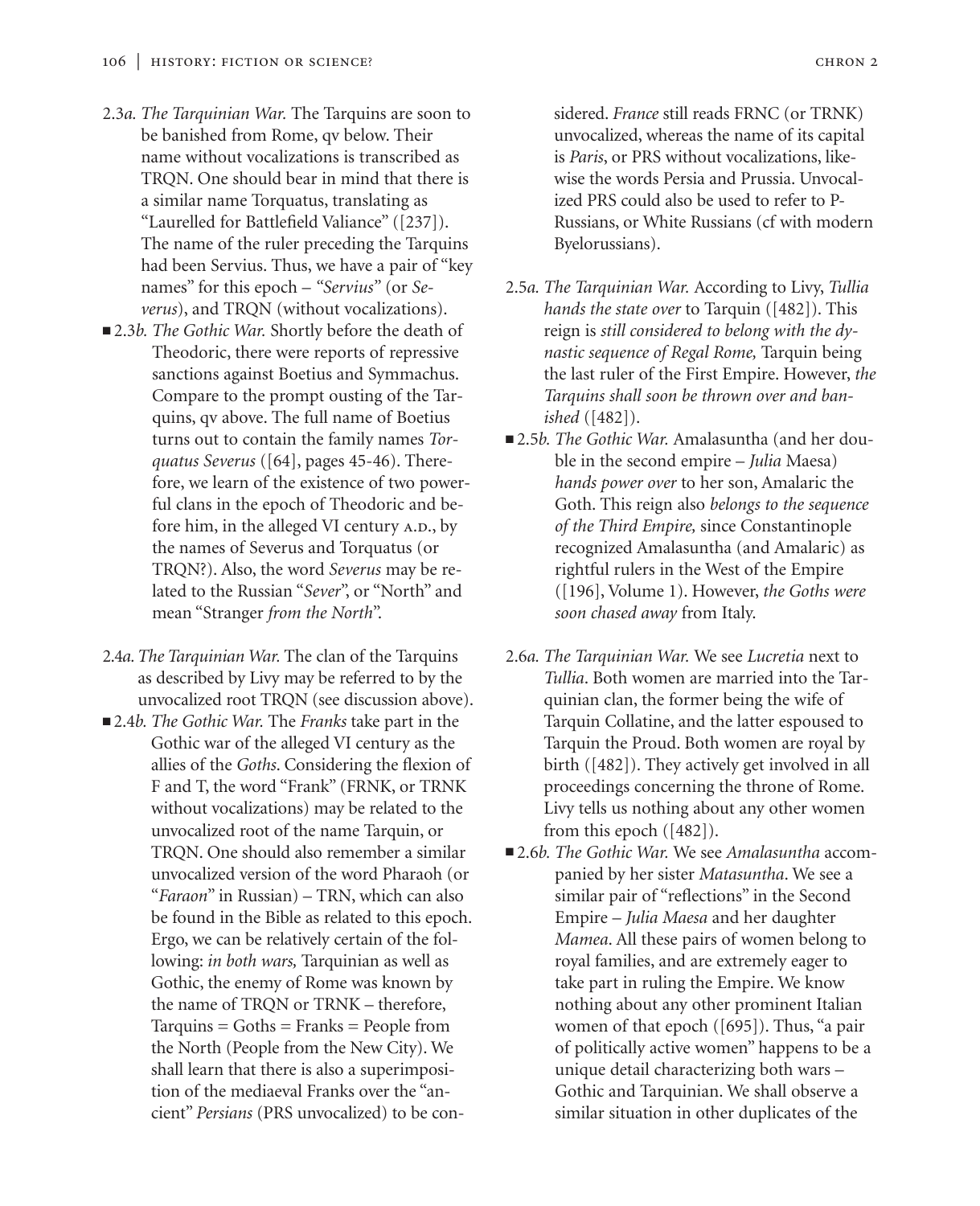2.3*a. The Tarquinian War.* The Tarquins are soon to be banished from Rome, qv below. Their name without vocalizations is transcribed as TRQN. One should bear in mind that there is a similar name Torquatus, translating as "Laurelled for Battlefield Valiance" ([237]). The name of the ruler preceding the Tarquins had been Servius. Thus, we have a pair of "key names" for this epoch – *"Servius"* (or *Severus*), and TRQN (without vocalizations).

■ 2.3*b. The Gothic War.* Shortly before the death of Theodoric, there were reports of repressive sanctions against Boetius and Symmachus. Compare to the prompt ousting of the Tarquins, qv above. The full name of Boetius turns out to contain the family names *Torquatus Severus* ([64], pages 45-46). Therefore, we learn of the existence of two powerful clans in the epoch of Theodoric and before him, in the alleged VI century A.D., by the names of Severus and Torquatus (or TRQN?). Also, the word *Severus* may be related to the Russian "*Sever*", or "North" and mean "Stranger *from the North*".

2.4*a. The Tarquinian War.* The clan of the Tarquins as described by Livy may be referred to by the unvocalized root TRQN (see discussion above).

■ 2.4*b. The Gothic War.* The *Franks* take part in the Gothic war of the alleged VI century as the allies of the *Goths*. Considering the flexion of F and T, the word "Frank" (FRNK, or TRNK without vocalizations) may be related to the unvocalized root of the name Tarquin, or TRQN. One should also remember a similar unvocalized version of the word Pharaoh (or "*Faraon*" in Russian) – TRN, which can also be found in the Bible as related to this epoch. Ergo, we can be relatively certain of the following: *in both wars,* Tarquinian as well as Gothic, the enemy of Rome was known by the name of TRQN or TRNK – therefore, Tarquins = Goths = Franks = People from the North (People from the New City). We shall learn that there is also a superimposition of the mediaeval Franks over the "ancient" *Persians* (PRS unvocalized) to be considered. *France* still reads FRNC (or TRNK) unvocalized, whereas the name of its capital is *Paris*, or PRS without vocalizations, likewise the words Persia and Prussia. Unvocalized PRS could also be used to refer to P-Russians, or White Russians (cf with modern Byelorussians).

2.5*a. The Tarquinian War.* According to Livy, *Tullia hands the state over* to Tarquin ([482]). This reign is *still considered to belong with the dynastic sequence of Regal Rome,* Tarquin being the last ruler of the First Empire. However, *the Tarquins shall soon be thrown over and banished* ([482]).

■ 2.5*b. The Gothic War.* Amalasuntha (and her double in the second empire – *Julia* Maesa) *hands power over* to her son, Amalaric the Goth. This reign also *belongs to the sequence of the Third Empire,* since Constantinople recognized Amalasuntha (and Amalaric) as rightful rulers in the West of the Empire ([196], Volume 1). However, *the Goths were soon chased away* from Italy.

2.6*a. The Tarquinian War.* We see *Lucretia* next to *Tullia*. Both women are married into the Tarquinian clan, the former being the wife of Tarquin Collatine, and the latter espoused to Tarquin the Proud. Both women are royal by birth ([482]). They actively get involved in all proceedings concerning the throne of Rome. Livy tells us nothing about any other women from this epoch ([482]).

■ 2.6*b. The Gothic War.* We see *Amalasuntha* accompanied by her sister *Matasuntha*. We see a similar pair of "reflections" in the Second Empire – *Julia Maesa* and her daughter *Mamea*. All these pairs of women belong to royal families, and are extremely eager to take part in ruling the Empire. We know nothing about any other prominent Italian women of that epoch ([695]). Thus, "a pair of politically active women" happens to be a unique detail characterizing both wars – Gothic and Tarquinian. We shall observe a similar situation in other duplicates of the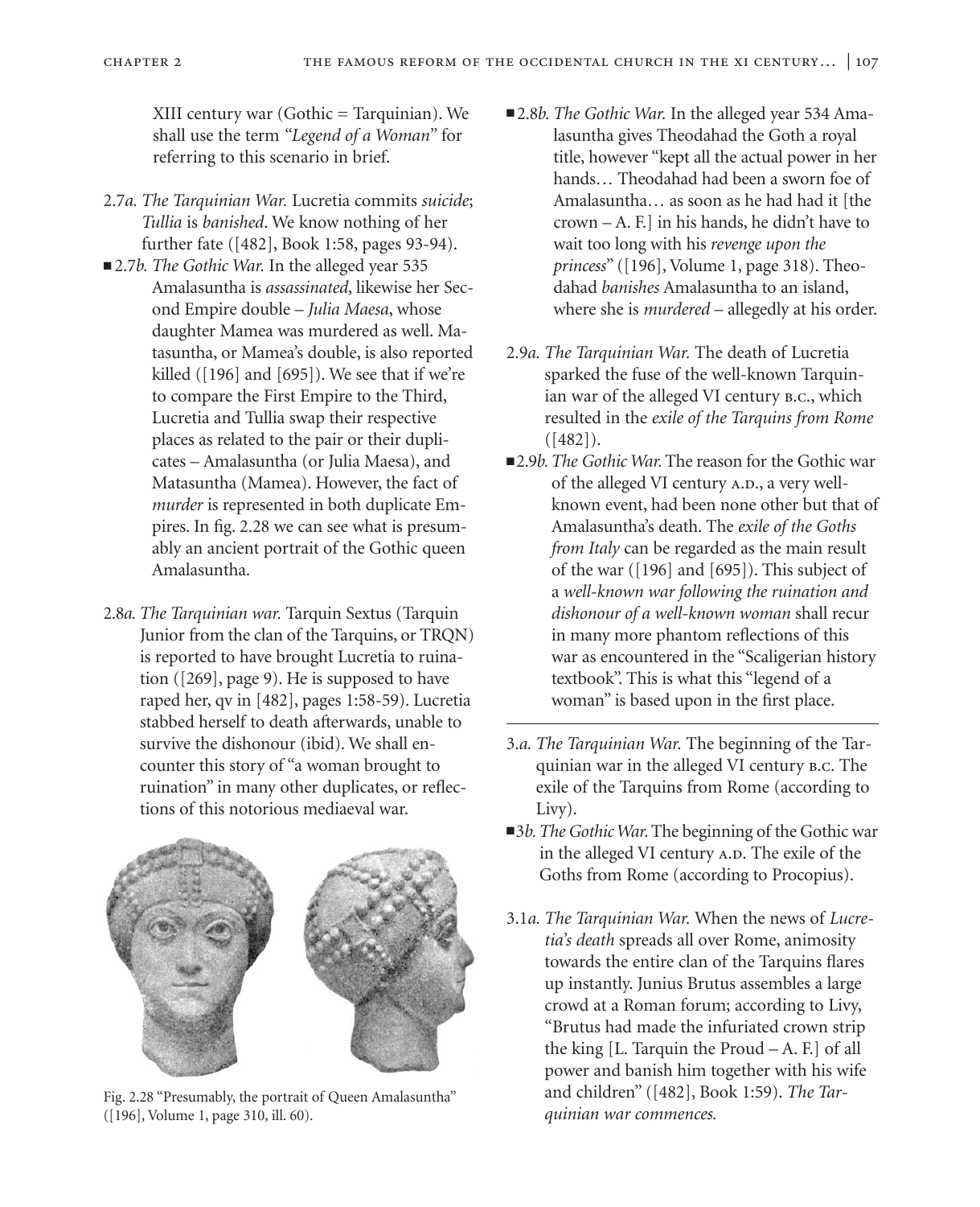XIII century war (Gothic = Tarquinian). We shall use the term *"Legend of a Woman"* for referring to this scenario in brief.

2.7*a. The Tarquinian War.* Lucretia commits *suicide*; *Tullia* is *banished*. We know nothing of her further fate ([482], Book 1:58, pages 93-94).

■ 2.7*b. The Gothic War.* In the alleged year 535 Amalasuntha is *assassinated*, likewise her Second Empire double – *Julia Maesa*, whose daughter Mamea was murdered as well. Matasuntha, or Mamea's double, is also reported killed ([196] and [695]). We see that if we're to compare the First Empire to the Third, Lucretia and Tullia swap their respective places as related to the pair or their duplicates – Amalasuntha (or Julia Maesa), and Matasuntha (Mamea). However, the fact of *murder* is represented in both duplicate Empires. In fig. 2.28 we can see what is presumably an ancient portrait of the Gothic queen Amalasuntha.

2.8*a. The Tarquinian war.* Tarquin Sextus (Tarquin Junior from the clan of the Tarquins, or TRQN) is reported to have brought Lucretia to ruination ([269], page 9). He is supposed to have raped her, qv in [482], pages 1:58-59). Lucretia stabbed herself to death afterwards, unable to survive the dishonour (ibid). We shall encounter this story of "a woman brought to ruination" in many other duplicates, or reflections of this notorious mediaeval war.

Fig. 2.28 "Presumably, the portrait of Queen Amalasuntha" ([196], Volume 1, page 310, ill. 60).

■ 2.8*b. The Gothic War.* In the alleged year 534 Amalasuntha gives Theodahad the Goth a royal title, however "kept all the actual power in her hands… Theodahad had been a sworn foe of Amalasuntha… as soon as he had had it [the crown – A. F.] in his hands, he didn't have to wait too long with his *revenge upon the princess*" ([196], Volume 1, page 318). Theodahad *banishes* Amalasuntha to an island, where she is *murdered* – allegedly at his order.

2.9*a. The Tarquinian War.* The death of Lucretia sparked the fuse of the well-known Tarquinian war of the alleged VI century B.C., which resulted in the *exile of the Tarquins from Rome* ([482]).

■ 2.9*b. The Gothic War.* The reason for the Gothic war of the alleged VI century A.D., a very well-known event, had been none other but that of Amalasuntha's death. The *exile of the Goths from Italy* can be regarded as the main result of the war ([196] and [695]). This subject of a *well-known war following the ruination and dishonour of a well-known woman* shall recur in many more phantom reflections of this war as encountered in the "Scaligerian history textbook". This is what this "legend of a woman" is based upon in the first place.

---

3.*a. The Tarquinian War.* The beginning of the Tarquinian war in the alleged VI century B.C. The exile of the Tarquins from Rome (according to Livy).

■ 3*b. The Gothic War.* The beginning of the Gothic war in the alleged VI century A.D. The exile of the Goths from Rome (according to Procopius).

3.1*a. The Tarquinian War.* When the news of *Lucretia's death* spreads all over Rome, animosity towards the entire clan of the Tarquins flares up instantly. Junius Brutus assembles a large crowd at a Roman forum; according to Livy, "Brutus had made the infuriated crown strip the king [L. Tarquin the Proud – A. F.] of all power and banish him together with his wife and children" ([482], Book 1:59). *The Tarquinian war commences.*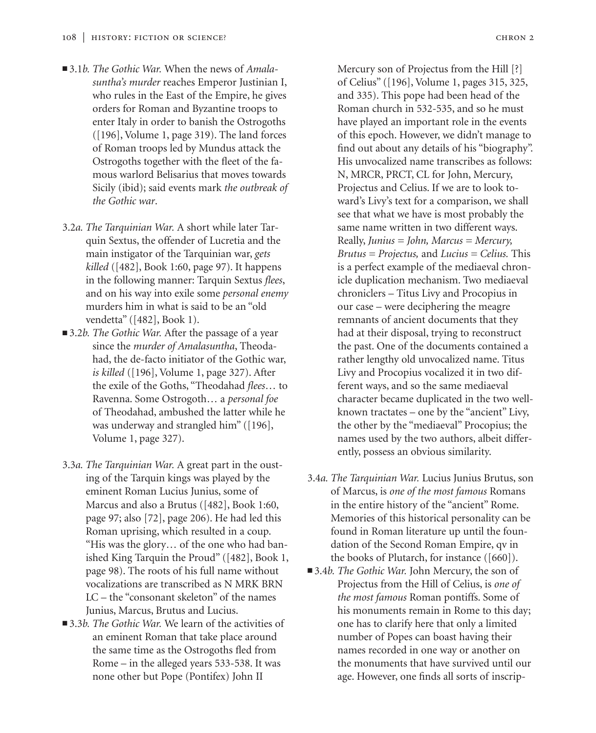- ■ 3.1*b. The Gothic War.* When the news of *Amalasuntha's murder* reaches Emperor Justinian I, who rules in the East of the Empire, he gives orders for Roman and Byzantine troops to enter Italy in order to banish the Ostrogoths ([196], Volume 1, page 319). The land forces of Roman troops led by Mundus attack the Ostrogoths together with the fleet of the famous warlord Belisarius that moves towards Sicily (ibid); said events mark *the outbreak of the Gothic war*.

3.2*a. The Tarquinian War.* A short while later Tarquin Sextus, the offender of Lucretia and the main instigator of the Tarquinian war, *gets killed* ([482], Book 1:60, page 97). It happens in the following manner: Tarquin Sextus *flees*, and on his way into exile some *personal enemy* murders him in what is said to be an "old vendetta" ([482], Book 1).

- ■ 3.2*b. The Gothic War.* After the passage of a year since the *murder of Amalasuntha*, Theodahad, the de-facto initiator of the Gothic war, *is killed* ([196], Volume 1, page 327). After the exile of the Goths, "Theodahad *flees*… to Ravenna. Some Ostrogoth… a *personal foe* of Theodahad, ambushed the latter while he was underway and strangled him" ([196], Volume 1, page 327).

3.3*a. The Tarquinian War.* A great part in the ousting of the Tarquin kings was played by the eminent Roman Lucius Junius, some of Marcus and also a Brutus ([482], Book 1:60, page 97; also [72], page 206). He had led this Roman uprising, which resulted in a coup. "His was the glory… of the one who had banished King Tarquin the Proud" ([482], Book 1, page 98). The roots of his full name without vocalizations are transcribed as N MRK BRN LC – the "consonant skeleton" of the names Junius, Marcus, Brutus and Lucius.

- ■ 3.3*b. The Gothic War.* We learn of the activities of an eminent Roman that take place around the same time as the Ostrogoths fled from Rome – in the alleged years 533-538. It was none other but Pope (Pontifex) John II Mercury son of Projectus from the Hill [?] of Celius" ([196], Volume 1, pages 315, 325, and 335). This pope had been head of the Roman church in 532-535, and so he must have played an important role in the events of this epoch. However, we didn't manage to find out about any details of his "biography". His unvocalized name transcribes as follows: N, MRCR, PRCT, CL for John, Mercury, Projectus and Celius. If we are to look toward's Livy's text for a comparison, we shall see that what we have is most probably the same name written in two different ways. Really, *Junius = John, Marcus = Mercury, Brutus = Projectus,* and *Lucius = Celius.* This is a perfect example of the mediaeval chronicle duplication mechanism. Two mediaeval chroniclers – Titus Livy and Procopius in our case – were deciphering the meagre remnants of ancient documents that they had at their disposal, trying to reconstruct the past. One of the documents contained a rather lengthy old unvocalized name. Titus Livy and Procopius vocalized it in two different ways, and so the same mediaeval character became duplicated in the two well-known tractates – one by the "ancient" Livy, the other by the "mediaeval" Procopius; the names used by the two authors, albeit differently, possess an obvious similarity.

3.4*a. The Tarquinian War.* Lucius Junius Brutus, son of Marcus, is *one of the most famous* Romans in the entire history of the "ancient" Rome. Memories of this historical personality can be found in Roman literature up until the foundation of the Second Roman Empire, qv in the books of Plutarch, for instance ([660]).

- ■ 3.4*b. The Gothic War.* John Mercury, the son of Projectus from the Hill of Celius, is *one of the most famous* Roman pontiffs. Some of his monuments remain in Rome to this day; one has to clarify here that only a limited number of Popes can boast having their names recorded in one way or another on the monuments that have survived until our age. However, one finds all sorts of inscrip-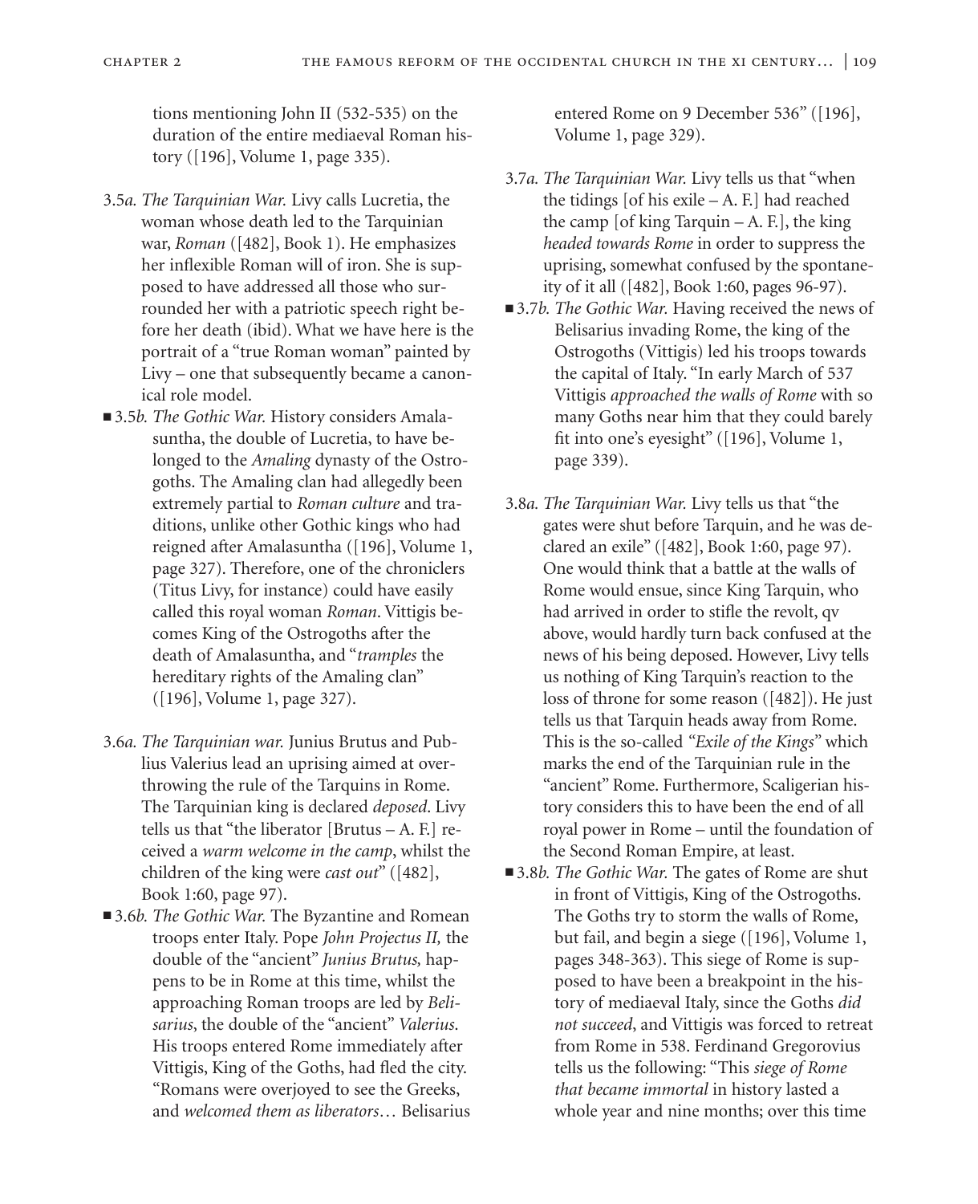tions mentioning John II (532-535) on the duration of the entire mediaeval Roman history ([196], Volume 1, page 335).

3.5*a. The Tarquinian War.* Livy calls Lucretia, the woman whose death led to the Tarquinian war, *Roman* ([482], Book 1). He emphasizes her inflexible Roman will of iron. She is supposed to have addressed all those who surrounded her with a patriotic speech right before her death (ibid). What we have here is the portrait of a "true Roman woman" painted by Livy – one that subsequently became a canonical role model.

■ 3.5*b. The Gothic War.* History considers Amalasuntha, the double of Lucretia, to have belonged to the *Amaling* dynasty of the Ostrogoths. The Amaling clan had allegedly been extremely partial to *Roman culture* and traditions, unlike other Gothic kings who had reigned after Amalasuntha ([196], Volume 1, page 327). Therefore, one of the chroniclers (Titus Livy, for instance) could have easily called this royal woman *Roman*. Vittigis becomes King of the Ostrogoths after the death of Amalasuntha, and "*tramples* the hereditary rights of the Amaling clan" ([196], Volume 1, page 327).

3.6*a. The Tarquinian war.* Junius Brutus and Publius Valerius lead an uprising aimed at overthrowing the rule of the Tarquins in Rome. The Tarquinian king is declared *deposed*. Livy tells us that "the liberator [Brutus – A. F.] received a *warm welcome in the camp*, whilst the children of the king were *cast out*" ([482], Book 1:60, page 97).

■ 3.6*b. The Gothic War.* The Byzantine and Romean troops enter Italy. Pope *John Projectus II,* the double of the "ancient" *Junius Brutus,* happens to be in Rome at this time, whilst the approaching Roman troops are led by *Belisarius*, the double of the "ancient" *Valerius.* His troops entered Rome immediately after Vittigis, King of the Goths, had fled the city. "Romans were overjoyed to see the Greeks, and *welcomed them as liberators*… Belisarius entered Rome on 9 December 536" ([196], Volume 1, page 329).

3.7*a. The Tarquinian War.* Livy tells us that "when the tidings [of his exile – A. F.] had reached the camp [of king Tarquin – A. F.], the king *headed towards Rome* in order to suppress the uprising, somewhat confused by the spontaneity of it all ([482], Book 1:60, pages 96-97).

■ 3.7*b. The Gothic War.* Having received the news of Belisarius invading Rome, the king of the Ostrogoths (Vittigis) led his troops towards the capital of Italy. "In early March of 537 Vittigis *approached the walls of Rome* with so many Goths near him that they could barely fit into one's eyesight" ([196], Volume 1, page 339).

3.8*a. The Tarquinian War.* Livy tells us that "the gates were shut before Tarquin, and he was declared an exile" ([482], Book 1:60, page 97). One would think that a battle at the walls of Rome would ensue, since King Tarquin, who had arrived in order to stifle the revolt, qv above, would hardly turn back confused at the news of his being deposed. However, Livy tells us nothing of King Tarquin's reaction to the loss of throne for some reason ([482]). He just tells us that Tarquin heads away from Rome. This is the so-called *"Exile of the Kings"* which marks the end of the Tarquinian rule in the "ancient" Rome. Furthermore, Scaligerian history considers this to have been the end of all royal power in Rome – until the foundation of the Second Roman Empire, at least.

■ 3.8*b. The Gothic War.* The gates of Rome are shut in front of Vittigis, King of the Ostrogoths. The Goths try to storm the walls of Rome, but fail, and begin a siege ([196], Volume 1, pages 348-363). This siege of Rome is supposed to have been a breakpoint in the history of mediaeval Italy, since the Goths *did not succeed*, and Vittigis was forced to retreat from Rome in 538. Ferdinand Gregorovius tells us the following: "This *siege of Rome that became immortal* in history lasted a whole year and nine months; over this time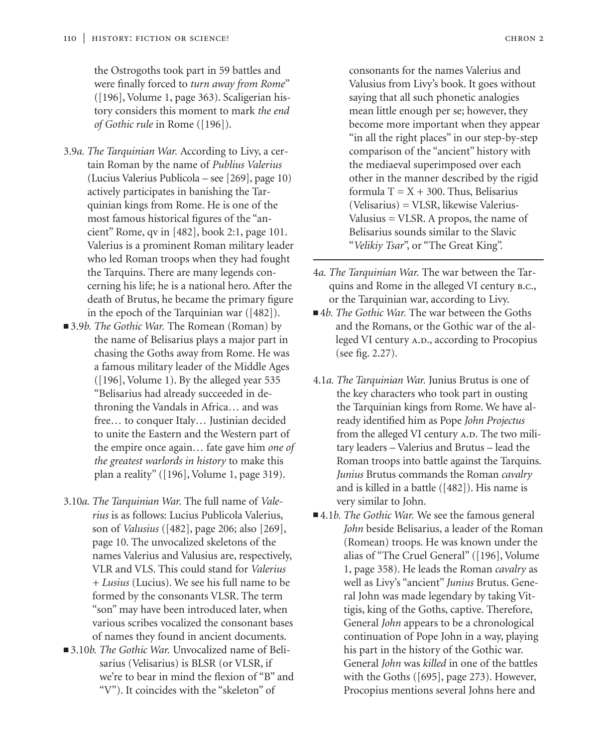the Ostrogoths took part in 59 battles and were finally forced to *turn away from Rome*" ([196], Volume 1, page 363). Scaligerian history considers this moment to mark *the end of Gothic rule* in Rome ([196]).

3.9*a. The Tarquinian War.* According to Livy, a certain Roman by the name of *Publius Valerius* (Lucius Valerius Publicola – see [269], page 10) actively participates in banishing the Tarquinian kings from Rome. He is one of the most famous historical figures of the "ancient" Rome, qv in [482], book 2:1, page 101. Valerius is a prominent Roman military leader who led Roman troops when they had fought the Tarquins. There are many legends concerning his life; he is a national hero. After the death of Brutus, he became the primary figure in the epoch of the Tarquinian war ([482]).

■ 3.9*b. The Gothic War.* The Romean (Roman) by the name of Belisarius plays a major part in chasing the Goths away from Rome. He was a famous military leader of the Middle Ages ([196], Volume 1). By the alleged year 535 "Belisarius had already succeeded in dethroning the Vandals in Africa… and was free… to conquer Italy… Justinian decided to unite the Eastern and the Western part of the empire once again… fate gave him *one of the greatest warlords in history* to make this plan a reality" ([196], Volume 1, page 319).

3.10*a. The Tarquinian War.* The full name of *Valerius* is as follows: Lucius Publicola Valerius, son of *Valusius* ([482], page 206; also [269], page 10. The unvocalized skeletons of the names Valerius and Valusius are, respectively, VLR and VLS. This could stand for *Valerius + Lusius* (Lucius). We see his full name to be formed by the consonants VLSR. The term "son" may have been introduced later, when various scribes vocalized the consonant bases of names they found in ancient documents.

■ 3.10*b. The Gothic War.* Unvocalized name of Belisarius (Velisarius) is BLSR (or VLSR, if we're to bear in mind the flexion of "B" and "V"). It coincides with the "skeleton" of consonants for the names Valerius and Valusius from Livy's book. It goes without saying that all such phonetic analogies mean little enough per se; however, they become more important when they appear "in all the right places" in our step-by-step comparison of the "ancient" history with the mediaeval superimposed over each other in the manner described by the rigid formula $T = X + 300$. Thus, Belisarius (Velisarius) = VLSR, likewise Valerius-Valusius = VLSR. A propos, the name of Belisarius sounds similar to the Slavic "*Velikiy Tsar*", or "The Great King".

---

4*a. The Tarquinian War.* The war between the Tarquins and Rome in the alleged VI century B.C., or the Tarquinian war, according to Livy.

■ 4*b. The Gothic War.* The war between the Goths and the Romans, or the Gothic war of the alleged VI century A.D., according to Procopius (see fig. 2.27).

4.1*a. The Tarquinian War.* Junius Brutus is one of the key characters who took part in ousting the Tarquinian kings from Rome. We have already identified him as Pope *John Projectus* from the alleged VI century A.D. The two military leaders – Valerius and Brutus – lead the Roman troops into battle against the Tarquins. *Junius* Brutus commands the Roman *cavalry* and is killed in a battle ([482]). His name is very similar to John.

■ 4.1*b. The Gothic War.* We see the famous general *John* beside Belisarius, a leader of the Roman (Romean) troops. He was known under the alias of "The Cruel General" ([196], Volume 1, page 358). He leads the Roman *cavalry* as well as Livy's "ancient" *Junius* Brutus. General John was made legendary by taking Vittigis, king of the Goths, captive. Therefore, General *John* appears to be a chronological continuation of Pope John in a way, playing his part in the history of the Gothic war. General *John* was *killed* in one of the battles with the Goths ([695], page 273). However, Procopius mentions several Johns here and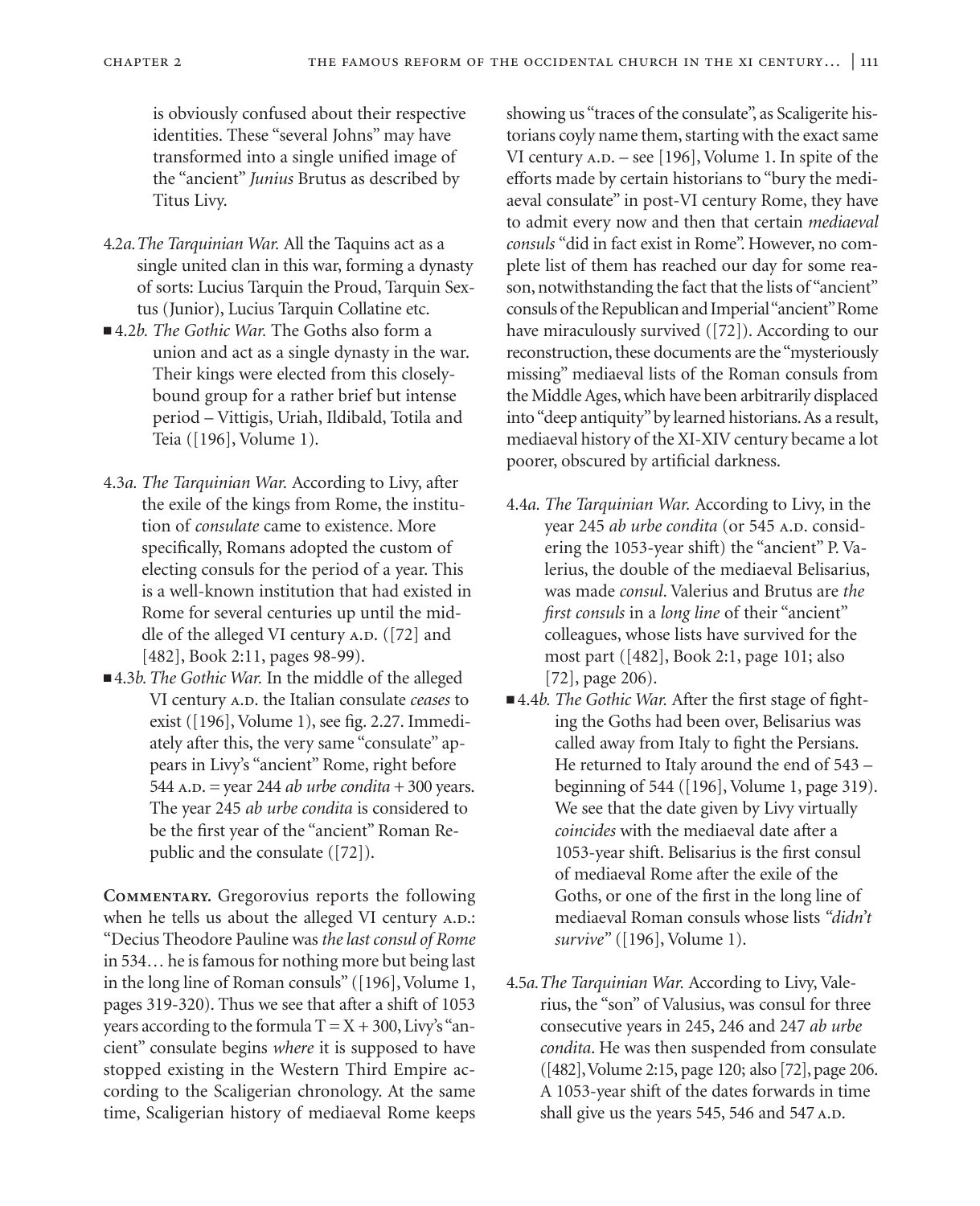is obviously confused about their respective identities. These "several Johns" may have transformed into a single unified image of the "ancient" *Junius* Brutus as described by Titus Livy.

4.2*a.* *The Tarquinian War.* All the Taquins act as a single united clan in this war, forming a dynasty of sorts: Lucius Tarquin the Proud, Tarquin Sextus (Junior), Lucius Tarquin Collatine etc.

■ 4.2*b.* *The Gothic War.* The Goths also form a union and act as a single dynasty in the war. Their kings were elected from this closely-bound group for a rather brief but intense period – Vittigis, Uriah, Ildibald, Totila and Teia ([196], Volume 1).

4.3*a.* *The Tarquinian War.* According to Livy, after the exile of the kings from Rome, the institution of *consulate* came to existence. More specifically, Romans adopted the custom of electing consuls for the period of a year. This is a well-known institution that had existed in Rome for several centuries up until the middle of the alleged VI century A.D. ([72] and [482], Book 2:11, pages 98-99).

■ 4.3*b.* *The Gothic War.* In the middle of the alleged VI century A.D. the Italian consulate *ceases* to exist ([196], Volume 1), see fig. 2.27. Immediately after this, the very same "consulate" appears in Livy's "ancient" Rome, right before 544 A.D. = year 244 *ab urbe condita* + 300 years. The year 245 *ab urbe condita* is considered to be the first year of the "ancient" Roman Republic and the consulate ([72]).

**Commentary.** Gregorovius reports the following when he tells us about the alleged VI century A.D.: "Decius Theodore Pauline was *the last consul of Rome* in 534… he is famous for nothing more but being last in the long line of Roman consuls" ([196], Volume 1, pages 319-320). Thus we see that after a shift of 1053 years according to the formula $T = X + 300$, Livy's "ancient" consulate begins *where* it is supposed to have stopped existing in the Western Third Empire according to the Scaligerian chronology. At the same time, Scaligerian history of mediaeval Rome keeps showing us "traces of the consulate", as Scaligerite historians coyly name them, starting with the exact same VI century A.D. – see [196], Volume 1. In spite of the efforts made by certain historians to "bury the mediaeval consulate" in post-VI century Rome, they have to admit every now and then that certain *mediaeval consuls* "did in fact exist in Rome". However, no complete list of them has reached our day for some reason, notwithstanding the fact that the lists of "ancient" consuls of the Republican and Imperial "ancient" Rome have miraculously survived ([72]). According to our reconstruction, these documents are the "mysteriously missing" mediaeval lists of the Roman consuls from the Middle Ages, which have been arbitrarily displaced into "deep antiquity" by learned historians. As a result, mediaeval history of the XI-XIV century became a lot poorer, obscured by artificial darkness.

4.4*a.* *The Tarquinian War.* According to Livy, in the year 245 *ab urbe condita* (or 545 A.D. considering the 1053-year shift) the "ancient" P. Valerius, the double of the mediaeval Belisarius, was made *consul*. Valerius and Brutus are *the first consuls* in a *long line* of their "ancient" colleagues, whose lists have survived for the most part ([482], Book 2:1, page 101; also [72], page 206).

■ 4.4*b.* *The Gothic War.* After the first stage of fighting the Goths had been over, Belisarius was called away from Italy to fight the Persians. He returned to Italy around the end of 543 – beginning of 544 ([196], Volume 1, page 319). We see that the date given by Livy virtually *coincides* with the mediaeval date after a 1053-year shift. Belisarius is the first consul of mediaeval Rome after the exile of the Goths, or one of the first in the long line of mediaeval Roman consuls whose lists *"didn't survive"* ([196], Volume 1).

4.5*a.* *The Tarquinian War.* According to Livy, Valerius, the "son" of Valusius, was consul for three consecutive years in 245, 246 and 247 *ab urbe condita*. He was then suspended from consulate ([482], Volume 2:15, page 120; also [72], page 206. A 1053-year shift of the dates forwards in time shall give us the years 545, 546 and 547 A.D.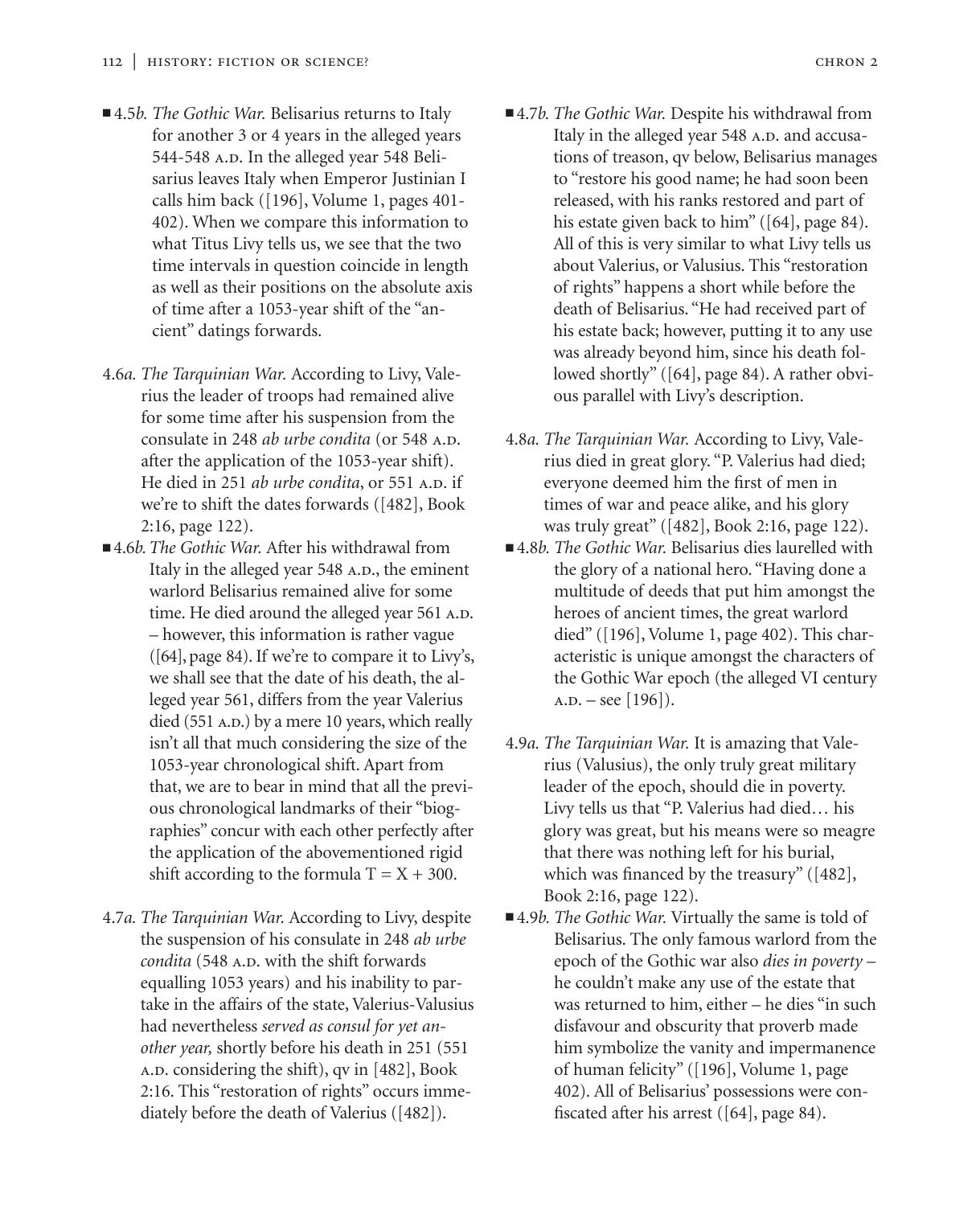- ■ 4.5*b. The Gothic War.* Belisarius returns to Italy for another 3 or 4 years in the alleged years 544-548 A.D. In the alleged year 548 Belisarius leaves Italy when Emperor Justinian I calls him back ([196], Volume 1, pages 401-402). When we compare this information to what Titus Livy tells us, we see that the two time intervals in question coincide in length as well as their positions on the absolute axis of time after a 1053-year shift of the "ancient" datings forwards.

4.6*a. The Tarquinian War.* According to Livy, Valerius the leader of troops had remained alive for some time after his suspension from the consulate in 248 *ab urbe condita* (or 548 A.D. after the application of the 1053-year shift). He died in 251 *ab urbe condita*, or 551 A.D. if we're to shift the dates forwards ([482], Book 2:16, page 122).

- ■ 4.6*b. The Gothic War.* After his withdrawal from Italy in the alleged year 548 A.D., the eminent warlord Belisarius remained alive for some time. He died around the alleged year 561 A.D. – however, this information is rather vague ([64], page 84). If we're to compare it to Livy's, we shall see that the date of his death, the alleged year 561, differs from the year Valerius died (551 A.D.) by a mere 10 years, which really isn't all that much considering the size of the 1053-year chronological shift. Apart from that, we are to bear in mind that all the previous chronological landmarks of their "biographies" concur with each other perfectly after the application of the abovementioned rigid shift according to the formula $T = X + 300$.

4.7*a. The Tarquinian War.* According to Livy, despite the suspension of his consulate in 248 *ab urbe condita* (548 A.D. with the shift forwards equalling 1053 years) and his inability to partake in the affairs of the state, Valerius-Valusius had nevertheless *served as consul for yet another year,* shortly before his death in 251 (551 A.D. considering the shift), qv in [482], Book 2:16. This "restoration of rights" occurs immediately before the death of Valerius ([482]).

- ■ 4.7*b. The Gothic War.* Despite his withdrawal from Italy in the alleged year 548 A.D. and accusations of treason, qv below, Belisarius manages to "restore his good name; he had soon been released, with his ranks restored and part of his estate given back to him" ([64], page 84). All of this is very similar to what Livy tells us about Valerius, or Valusius. This "restoration of rights" happens a short while before the death of Belisarius. "He had received part of his estate back; however, putting it to any use was already beyond him, since his death followed shortly" ([64], page 84). A rather obvious parallel with Livy's description.

4.8*a. The Tarquinian War.* According to Livy, Valerius died in great glory. "P. Valerius had died; everyone deemed him the first of men in times of war and peace alike, and his glory was truly great" ([482], Book 2:16, page 122).

- ■ 4.8*b. The Gothic War.* Belisarius dies laurelled with the glory of a national hero. "Having done a multitude of deeds that put him amongst the heroes of ancient times, the great warlord died" ([196], Volume 1, page 402). This characteristic is unique amongst the characters of the Gothic War epoch (the alleged VI century A.D. – see [196]).

4.9*a. The Tarquinian War.* It is amazing that Valerius (Valusius), the only truly great military leader of the epoch, should die in poverty. Livy tells us that "P. Valerius had died… his glory was great, but his means were so meagre that there was nothing left for his burial, which was financed by the treasury" ([482], Book 2:16, page 122).

- ■ 4.9*b. The Gothic War.* Virtually the same is told of Belisarius. The only famous warlord from the epoch of the Gothic war also *dies in poverty* – he couldn't make any use of the estate that was returned to him, either – he dies "in such disfavour and obscurity that proverb made him symbolize the vanity and impermanence of human felicity" ([196], Volume 1, page 402). All of Belisarius' possessions were confiscated after his arrest ([64], page 84).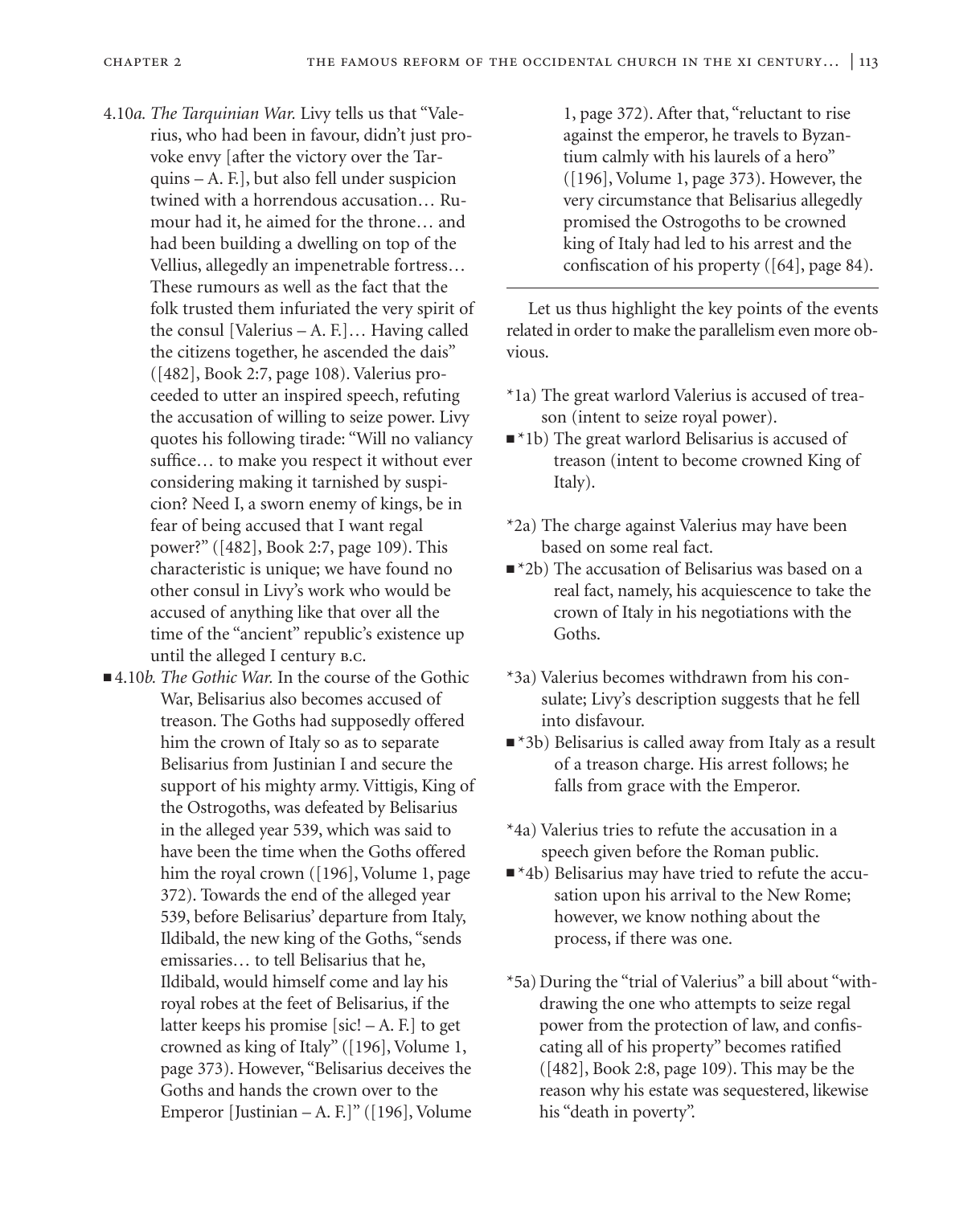4.10*a. The Tarquinian War.* Livy tells us that "Valerius, who had been in favour, didn't just provoke envy [after the victory over the Tarquins – A. F.], but also fell under suspicion twined with a horrendous accusation… Rumour had it, he aimed for the throne… and had been building a dwelling on top of the Vellius, allegedly an impenetrable fortress… These rumours as well as the fact that the folk trusted them infuriated the very spirit of the consul [Valerius – A. F.]… Having called the citizens together, he ascended the dais" ([482], Book 2:7, page 108). Valerius proceeded to utter an inspired speech, refuting the accusation of willing to seize power. Livy quotes his following tirade: "Will no valiancy suffice… to make you respect it without ever considering making it tarnished by suspicion? Need I, a sworn enemy of kings, be in fear of being accused that I want regal power?" ([482], Book 2:7, page 109). This characteristic is unique; we have found no other consul in Livy's work who would be accused of anything like that over all the time of the "ancient" republic's existence up until the alleged I century B.C.

■ 4.10*b. The Gothic War.* In the course of the Gothic War, Belisarius also becomes accused of treason. The Goths had supposedly offered him the crown of Italy so as to separate Belisarius from Justinian I and secure the support of his mighty army. Vittigis, King of the Ostrogoths, was defeated by Belisarius in the alleged year 539, which was said to have been the time when the Goths offered him the royal crown ([196], Volume 1, page 372). Towards the end of the alleged year 539, before Belisarius' departure from Italy, Ildibald, the new king of the Goths, "sends emissaries… to tell Belisarius that he, Ildibald, would himself come and lay his royal robes at the feet of Belisarius, if the latter keeps his promise [sic! – A. F.] to get crowned as king of Italy" ([196], Volume 1, page 373). However, "Belisarius deceives the Goths and hands the crown over to the Emperor [Justinian – A. F.]" ([196], Volume 1, page 372). After that, "reluctant to rise against the emperor, he travels to Byzantium calmly with his laurels of a hero" ([196], Volume 1, page 373). However, the very circumstance that Belisarius allegedly promised the Ostrogoths to be crowned king of Italy had led to his arrest and the confiscation of his property ([64], page 84).

---

Let us thus highlight the key points of the events related in order to make the parallelism even more obvious.

*1a) The great warlord Valerius is accused of treason (intent to seize royal power).

■ *1b) The great warlord Belisarius is accused of treason (intent to become crowned King of Italy).

*2a) The charge against Valerius may have been based on some real fact.

■ *2b) The accusation of Belisarius was based on a real fact, namely, his acquiescence to take the crown of Italy in his negotiations with the Goths.

*3a) Valerius becomes withdrawn from his consulate; Livy's description suggests that he fell into disfavour.

■ *3b) Belisarius is called away from Italy as a result of a treason charge. His arrest follows; he falls from grace with the Emperor.

*4a) Valerius tries to refute the accusation in a speech given before the Roman public.

■ *4b) Belisarius may have tried to refute the accusation upon his arrival to the New Rome; however, we know nothing about the process, if there was one.

*5a) During the "trial of Valerius" a bill about "withdrawing the one who attempts to seize regal power from the protection of law, and confiscating all of his property" becomes ratified ([482], Book 2:8, page 109). This may be the reason why his estate was sequestered, likewise his "death in poverty".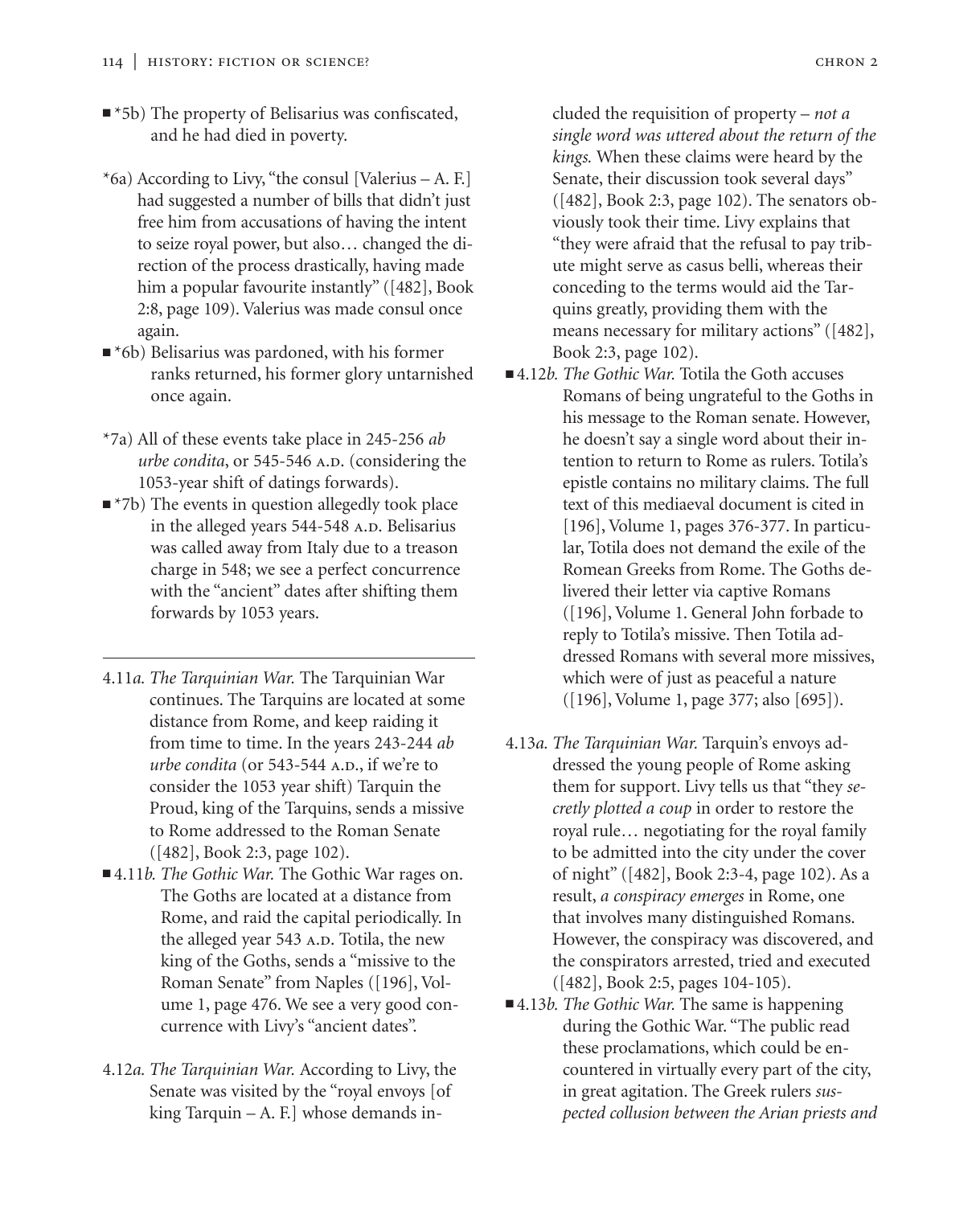■ *5b) The property of Belisarius was confiscated, and he had died in poverty.

*6a) According to Livy, "the consul [Valerius – A. F.] had suggested a number of bills that didn't just free him from accusations of having the intent to seize royal power, but also… changed the direction of the process drastically, having made him a popular favourite instantly" ([482], Book 2:8, page 109). Valerius was made consul once again.

■ *6b) Belisarius was pardoned, with his former ranks returned, his former glory untarnished once again.

*7a) All of these events take place in 245-256 *ab urbe condita*, or 545-546 A.D. (considering the 1053-year shift of datings forwards).

■ *7b) The events in question allegedly took place in the alleged years 544-548 A.D. Belisarius was called away from Italy due to a treason charge in 548; we see a perfect concurrence with the "ancient" dates after shifting them forwards by 1053 years.

---

4.11*a. The Tarquinian War.* The Tarquinian War continues. The Tarquins are located at some distance from Rome, and keep raiding it from time to time. In the years 243-244 *ab urbe condita* (or 543-544 A.D., if we're to consider the 1053 year shift) Tarquin the Proud, king of the Tarquins, sends a missive to Rome addressed to the Roman Senate ([482], Book 2:3, page 102).

■ 4.11*b. The Gothic War.* The Gothic War rages on. The Goths are located at a distance from Rome, and raid the capital periodically. In the alleged year 543 A.D. Totila, the new king of the Goths, sends a "missive to the Roman Senate" from Naples ([196], Volume 1, page 476. We see a very good concurrence with Livy's "ancient dates".

4.12*a. The Tarquinian War.* According to Livy, the Senate was visited by the "royal envoys [of king Tarquin – A. F.] whose demands included the requisition of property – *not a single word was uttered about the return of the kings.* When these claims were heard by the Senate, their discussion took several days" ([482], Book 2:3, page 102). The senators obviously took their time. Livy explains that "they were afraid that the refusal to pay tribute might serve as casus belli, whereas their conceding to the terms would aid the Tarquins greatly, providing them with the means necessary for military actions" ([482], Book 2:3, page 102).

■ 4.12*b. The Gothic War.* Totila the Goth accuses Romans of being ungrateful to the Goths in his message to the Roman senate. However, he doesn't say a single word about their intention to return to Rome as rulers. Totila's epistle contains no military claims. The full text of this mediaeval document is cited in [196], Volume 1, pages 376-377. In particular, Totila does not demand the exile of the Romean Greeks from Rome. The Goths delivered their letter via captive Romans ([196], Volume 1. General John forbade to reply to Totila's missive. Then Totila addressed Romans with several more missives, which were of just as peaceful a nature ([196], Volume 1, page 377; also [695]).

4.13*a. The Tarquinian War.* Tarquin's envoys addressed the young people of Rome asking them for support. Livy tells us that "they *secretly plotted a coup* in order to restore the royal rule… negotiating for the royal family to be admitted into the city under the cover of night" ([482], Book 2:3-4, page 102). As a result, *a conspiracy emerges* in Rome, one that involves many distinguished Romans. However, the conspiracy was discovered, and the conspirators arrested, tried and executed ([482], Book 2:5, pages 104-105).

■ 4.13*b. The Gothic War.* The same is happening during the Gothic War. "The public read these proclamations, which could be encountered in virtually every part of the city, in great agitation. The Greek rulers *suspected collusion between the Arian priests and*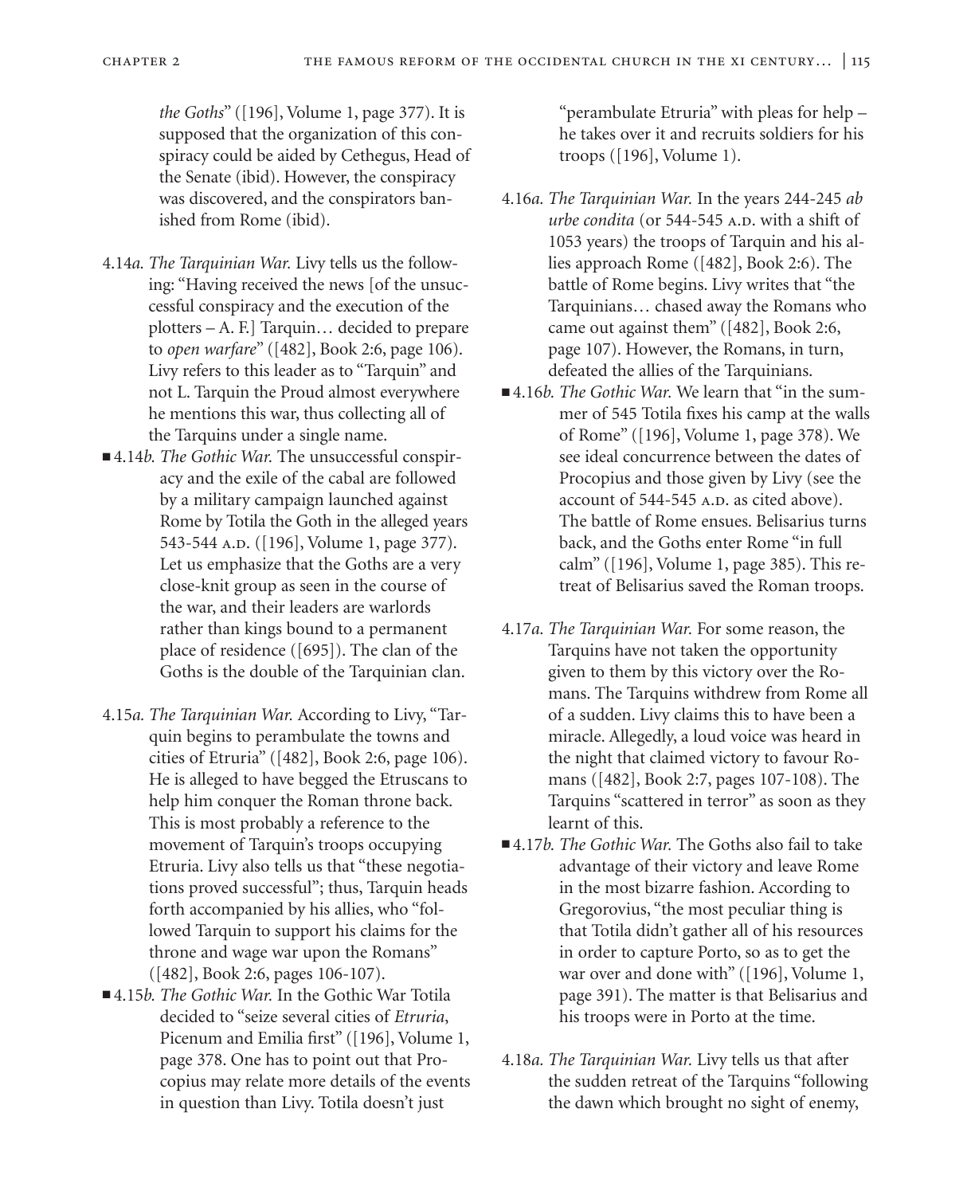*the Goths*" ([196], Volume 1, page 377). It is supposed that the organization of this conspiracy could be aided by Cethegus, Head of the Senate (ibid). However, the conspiracy was discovered, and the conspirators banished from Rome (ibid).

4.14*a. The Tarquinian War.* Livy tells us the following: "Having received the news [of the unsuccessful conspiracy and the execution of the plotters – A. F.] Tarquin… decided to prepare to *open warfare*" ([482], Book 2:6, page 106). Livy refers to this leader as to "Tarquin" and not L. Tarquin the Proud almost everywhere he mentions this war, thus collecting all of the Tarquins under a single name.

■ 4.14*b. The Gothic War.* The unsuccessful conspiracy and the exile of the cabal are followed by a military campaign launched against Rome by Totila the Goth in the alleged years 543-544 A.D. ([196], Volume 1, page 377). Let us emphasize that the Goths are a very close-knit group as seen in the course of the war, and their leaders are warlords rather than kings bound to a permanent place of residence ([695]). The clan of the Goths is the double of the Tarquinian clan.

4.15*a. The Tarquinian War.* According to Livy, "Tarquin begins to perambulate the towns and cities of Etruria" ([482], Book 2:6, page 106). He is alleged to have begged the Etruscans to help him conquer the Roman throne back. This is most probably a reference to the movement of Tarquin's troops occupying Etruria. Livy also tells us that "these negotiations proved successful"; thus, Tarquin heads forth accompanied by his allies, who "followed Tarquin to support his claims for the throne and wage war upon the Romans" ([482], Book 2:6, pages 106-107).

■ 4.15*b. The Gothic War.* In the Gothic War Totila decided to "seize several cities of *Etruria*, Picenum and Emilia first" ([196], Volume 1, page 378. One has to point out that Procopius may relate more details of the events in question than Livy. Totila doesn't just "perambulate Etruria" with pleas for help – he takes over it and recruits soldiers for his troops ([196], Volume 1).

4.16*a. The Tarquinian War.* In the years 244-245 *ab urbe condita* (or 544-545 A.D. with a shift of 1053 years) the troops of Tarquin and his allies approach Rome ([482], Book 2:6). The battle of Rome begins. Livy writes that "the Tarquinians… chased away the Romans who came out against them" ([482], Book 2:6, page 107). However, the Romans, in turn, defeated the allies of the Tarquinians.

■ 4.16*b. The Gothic War.* We learn that "in the summer of 545 Totila fixes his camp at the walls of Rome" ([196], Volume 1, page 378). We see ideal concurrence between the dates of Procopius and those given by Livy (see the account of 544-545 A.D. as cited above). The battle of Rome ensues. Belisarius turns back, and the Goths enter Rome "in full calm" ([196], Volume 1, page 385). This retreat of Belisarius saved the Roman troops.

4.17*a. The Tarquinian War.* For some reason, the Tarquins have not taken the opportunity given to them by this victory over the Romans. The Tarquins withdrew from Rome all of a sudden. Livy claims this to have been a miracle. Allegedly, a loud voice was heard in the night that claimed victory to favour Romans ([482], Book 2:7, pages 107-108). The Tarquins "scattered in terror" as soon as they learnt of this.

■ 4.17*b. The Gothic War.* The Goths also fail to take advantage of their victory and leave Rome in the most bizarre fashion. According to Gregorovius, "the most peculiar thing is that Totila didn't gather all of his resources in order to capture Porto, so as to get the war over and done with" ([196], Volume 1, page 391). The matter is that Belisarius and his troops were in Porto at the time.

4.18*a. The Tarquinian War.* Livy tells us that after the sudden retreat of the Tarquins "following the dawn which brought no sight of enemy,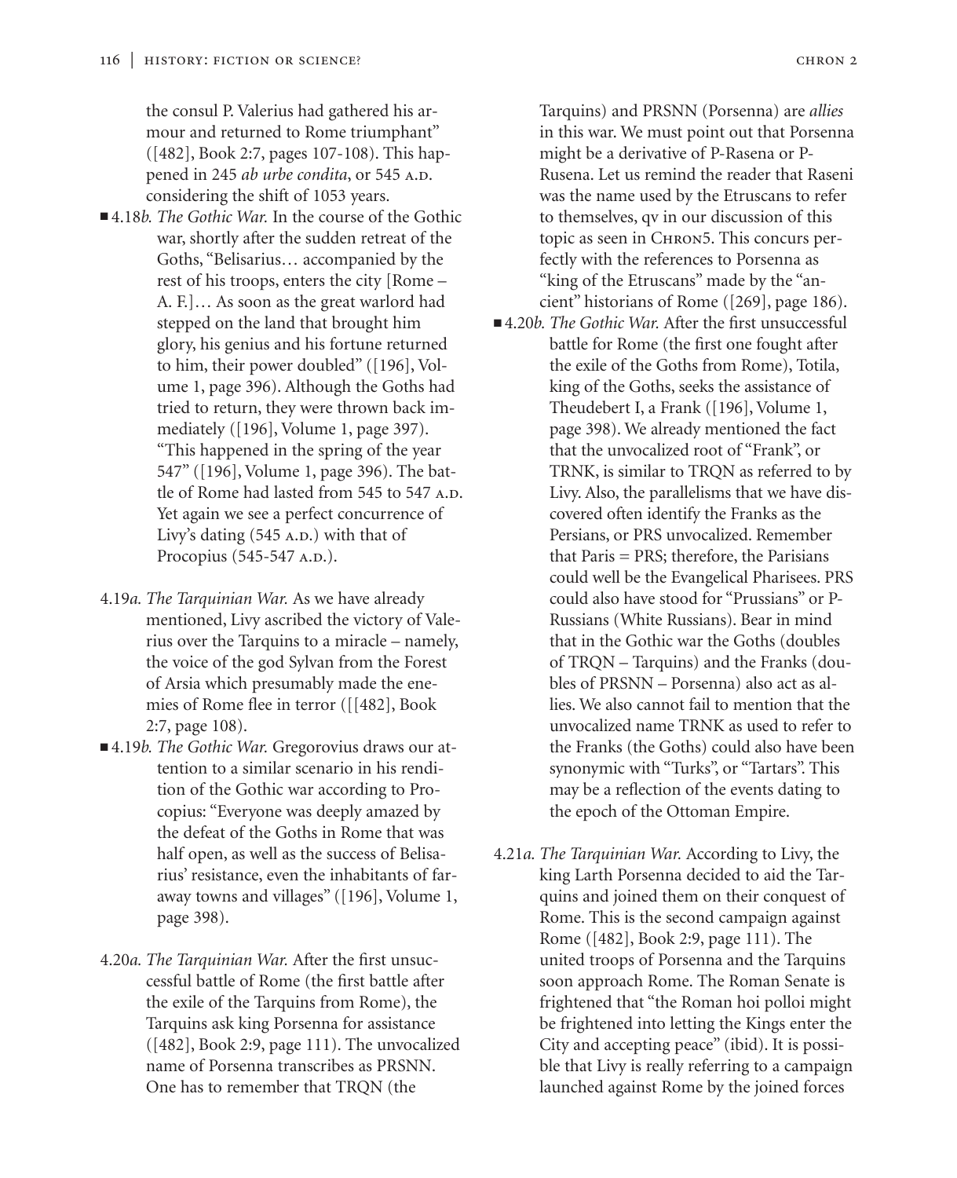the consul P. Valerius had gathered his armour and returned to Rome triumphant" ([482], Book 2:7, pages 107-108). This happened in 245 *ab urbe condita*, or 545 A.D. considering the shift of 1053 years.

■ 4.18*b. The Gothic War.* In the course of the Gothic war, shortly after the sudden retreat of the Goths, "Belisarius… accompanied by the rest of his troops, enters the city [Rome – A. F.]… As soon as the great warlord had stepped on the land that brought him glory, his genius and his fortune returned to him, their power doubled" ([196], Volume 1, page 396). Although the Goths had tried to return, they were thrown back immediately ([196], Volume 1, page 397). "This happened in the spring of the year 547" ([196], Volume 1, page 396). The battle of Rome had lasted from 545 to 547 A.D. Yet again we see a perfect concurrence of Livy's dating (545 A.D.) with that of Procopius (545-547 A.D.).

4.19*a. The Tarquinian War.* As we have already mentioned, Livy ascribed the victory of Valerius over the Tarquins to a miracle – namely, the voice of the god Sylvan from the Forest of Arsia which presumably made the enemies of Rome flee in terror ([[482], Book 2:7, page 108).

■ 4.19*b. The Gothic War.* Gregorovius draws our attention to a similar scenario in his rendition of the Gothic war according to Procopius: "Everyone was deeply amazed by the defeat of the Goths in Rome that was half open, as well as the success of Belisarius' resistance, even the inhabitants of faraway towns and villages" ([196], Volume 1, page 398).

4.20*a. The Tarquinian War.* After the first unsuccessful battle of Rome (the first battle after the exile of the Tarquins from Rome), the Tarquins ask king Porsenna for assistance ([482], Book 2:9, page 111). The unvocalized name of Porsenna transcribes as PRSNN. One has to remember that TRQN (the Tarquins) and PRSNN (Porsenna) are *allies* in this war. We must point out that Porsenna might be a derivative of P-Rasena or P-Rusena. Let us remind the reader that Raseni was the name used by the Etruscans to refer to themselves, qv in our discussion of this topic as seen in CHRON5. This concurs perfectly with the references to Porsenna as "king of the Etruscans" made by the "ancient" historians of Rome ([269], page 186).

■ 4.20*b. The Gothic War.* After the first unsuccessful battle for Rome (the first one fought after the exile of the Goths from Rome), Totila, king of the Goths, seeks the assistance of Theudebert I, a Frank ([196], Volume 1, page 398). We already mentioned the fact that the unvocalized root of "Frank", or TRNK, is similar to TRQN as referred to by Livy. Also, the parallelisms that we have discovered often identify the Franks as the Persians, or PRS unvocalized. Remember that Paris = PRS; therefore, the Parisians could well be the Evangelical Pharisees. PRS could also have stood for "Prussians" or P-Russians (White Russians). Bear in mind that in the Gothic war the Goths (doubles of TRQN – Tarquins) and the Franks (doubles of PRSNN – Porsenna) also act as allies. We also cannot fail to mention that the unvocalized name TRNK as used to refer to the Franks (the Goths) could also have been synonymic with "Turks", or "Tartars". This may be a reflection of the events dating to the epoch of the Ottoman Empire.

4.21*a. The Tarquinian War.* According to Livy, the king Larth Porsenna decided to aid the Tarquins and joined them on their conquest of Rome. This is the second campaign against Rome ([482], Book 2:9, page 111). The united troops of Porsenna and the Tarquins soon approach Rome. The Roman Senate is frightened that "the Roman hoi polloi might be frightened into letting the Kings enter the City and accepting peace" (ibid). It is possible that Livy is really referring to a campaign launched against Rome by the joined forces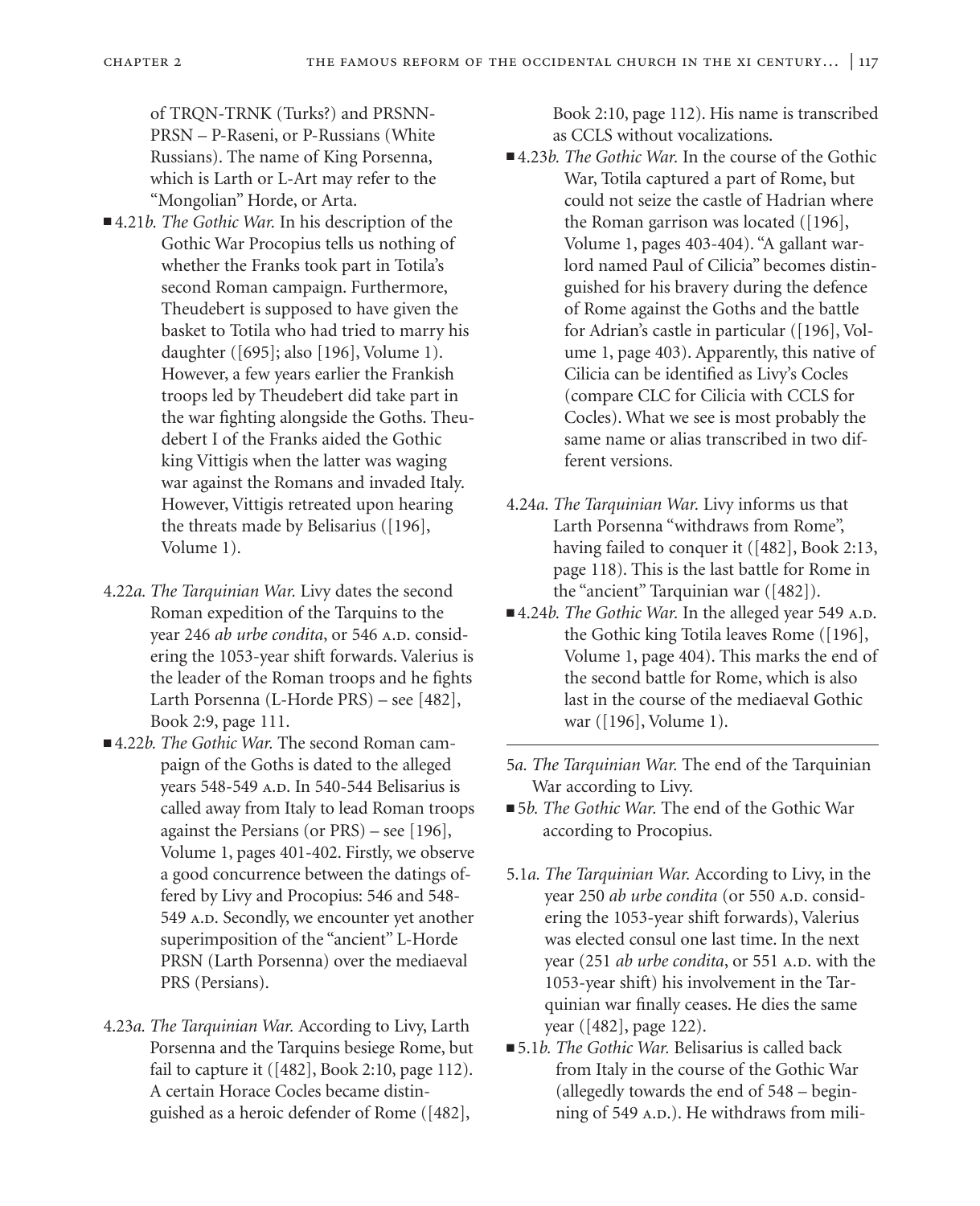of TRQN-TRNK (Turks?) and PRSNN-PRSN – P-Raseni, or P-Russians (White Russians). The name of King Porsenna, which is Larth or L-Art may refer to the "Mongolian" Horde, or Arta.

■ 4.21*b. The Gothic War.* In his description of the Gothic War Procopius tells us nothing of whether the Franks took part in Totila's second Roman campaign. Furthermore, Theudebert is supposed to have given the basket to Totila who had tried to marry his daughter ([695]; also [196], Volume 1). However, a few years earlier the Frankish troops led by Theudebert did take part in the war fighting alongside the Goths. Theudebert I of the Franks aided the Gothic king Vittigis when the latter was waging war against the Romans and invaded Italy. However, Vittigis retreated upon hearing the threats made by Belisarius ([196], Volume 1).

4.22*a. The Tarquinian War.* Livy dates the second Roman expedition of the Tarquins to the year 246 *ab urbe condita*, or 546 A.D. considering the 1053-year shift forwards. Valerius is the leader of the Roman troops and he fights Larth Porsenna (L-Horde PRS) – see [482], Book 2:9, page 111.

■ 4.22*b. The Gothic War.* The second Roman campaign of the Goths is dated to the alleged years 548-549 A.D. In 540-544 Belisarius is called away from Italy to lead Roman troops against the Persians (or PRS) – see [196], Volume 1, pages 401-402. Firstly, we observe a good concurrence between the datings offered by Livy and Procopius: 546 and 548-549 A.D. Secondly, we encounter yet another superimposition of the "ancient" L-Horde PRSN (Larth Porsenna) over the mediaeval PRS (Persians).

4.23*a. The Tarquinian War.* According to Livy, Larth Porsenna and the Tarquins besiege Rome, but fail to capture it ([482], Book 2:10, page 112). A certain Horace Cocles became distinguished as a heroic defender of Rome ([482], Book 2:10, page 112). His name is transcribed as CCLS without vocalizations.

■ 4.23*b. The Gothic War.* In the course of the Gothic War, Totila captured a part of Rome, but could not seize the castle of Hadrian where the Roman garrison was located ([196], Volume 1, pages 403-404). "A gallant warlord named Paul of Cilicia" becomes distinguished for his bravery during the defence of Rome against the Goths and the battle for Adrian's castle in particular ([196], Volume 1, page 403). Apparently, this native of Cilicia can be identified as Livy's Cocles (compare CLC for Cilicia with CCLS for Cocles). What we see is most probably the same name or alias transcribed in two different versions.

4.24*a. The Tarquinian War.* Livy informs us that Larth Porsenna "withdraws from Rome", having failed to conquer it ([482], Book 2:13, page 118). This is the last battle for Rome in the "ancient" Tarquinian war ([482]).

■ 4.24*b. The Gothic War.* In the alleged year 549 A.D. the Gothic king Totila leaves Rome ([196], Volume 1, page 404). This marks the end of the second battle for Rome, which is also last in the course of the mediaeval Gothic war ([196], Volume 1).

---

5*a. The Tarquinian War.* The end of the Tarquinian War according to Livy.

■ 5*b. The Gothic War.* The end of the Gothic War according to Procopius.

5.1*a. The Tarquinian War.* According to Livy, in the year 250 *ab urbe condita* (or 550 A.D. considering the 1053-year shift forwards), Valerius was elected consul one last time. In the next year (251 *ab urbe condita*, or 551 A.D. with the 1053-year shift) his involvement in the Tarquinian war finally ceases. He dies the same year ([482], page 122).

■ 5.1*b. The Gothic War.* Belisarius is called back from Italy in the course of the Gothic War (allegedly towards the end of 548 – beginning of 549 A.D.). He withdraws from mili-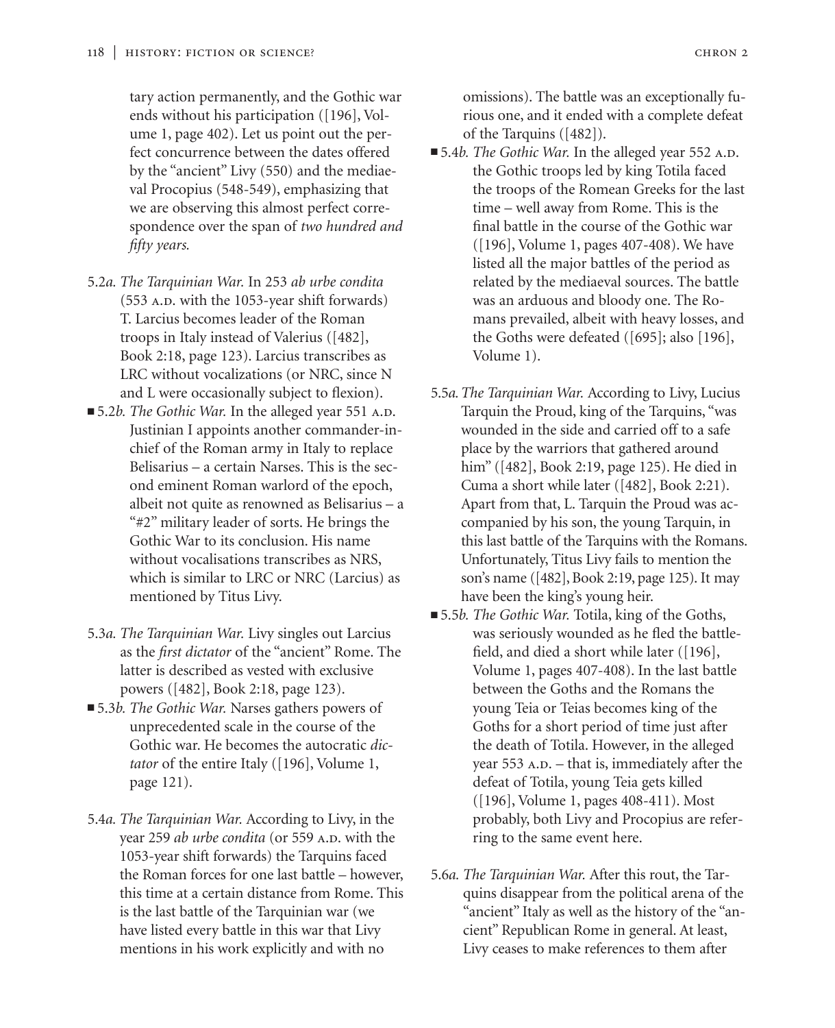tary action permanently, and the Gothic war ends without his participation ([196], Volume 1, page 402). Let us point out the perfect concurrence between the dates offered by the "ancient" Livy (550) and the mediaeval Procopius (548-549), emphasizing that we are observing this almost perfect correspondence over the span of *two hundred and fifty years.*

5.2*a. The Tarquinian War.* In 253 *ab urbe condita* (553 A.D. with the 1053-year shift forwards) T. Larcius becomes leader of the Roman troops in Italy instead of Valerius ([482], Book 2:18, page 123). Larcius transcribes as LRC without vocalizations (or NRC, since N and L were occasionally subject to flexion).

■ 5.2*b. The Gothic War.* In the alleged year 551 A.D. Justinian I appoints another commander-in-chief of the Roman army in Italy to replace Belisarius – a certain Narses. This is the second eminent Roman warlord of the epoch, albeit not quite as renowned as Belisarius – a "#2" military leader of sorts. He brings the Gothic War to its conclusion. His name without vocalisations transcribes as NRS, which is similar to LRC or NRC (Larcius) as mentioned by Titus Livy.

5.3*a. The Tarquinian War.* Livy singles out Larcius as the *first dictator* of the "ancient" Rome. The latter is described as vested with exclusive powers ([482], Book 2:18, page 123).

■ 5.3*b. The Gothic War.* Narses gathers powers of unprecedented scale in the course of the Gothic war. He becomes the autocratic *dictator* of the entire Italy ([196], Volume 1, page 121).

5.4*a. The Tarquinian War.* According to Livy, in the year 259 *ab urbe condita* (or 559 A.D. with the 1053-year shift forwards) the Tarquins faced the Roman forces for one last battle – however, this time at a certain distance from Rome. This is the last battle of the Tarquinian war (we have listed every battle in this war that Livy mentions in his work explicitly and with no omissions). The battle was an exceptionally furious one, and it ended with a complete defeat of the Tarquins ([482]).

■ 5.4*b. The Gothic War.* In the alleged year 552 A.D. the Gothic troops led by king Totila faced the troops of the Romean Greeks for the last time – well away from Rome. This is the final battle in the course of the Gothic war ([196], Volume 1, pages 407-408). We have listed all the major battles of the period as related by the mediaeval sources. The battle was an arduous and bloody one. The Romans prevailed, albeit with heavy losses, and the Goths were defeated ([695]; also [196], Volume 1).

5.5*a. The Tarquinian War.* According to Livy, Lucius Tarquin the Proud, king of the Tarquins, "was wounded in the side and carried off to a safe place by the warriors that gathered around him" ([482], Book 2:19, page 125). He died in Cuma a short while later ([482], Book 2:21). Apart from that, L. Tarquin the Proud was accompanied by his son, the young Tarquin, in this last battle of the Tarquins with the Romans. Unfortunately, Titus Livy fails to mention the son's name ([482], Book 2:19, page 125). It may have been the king's young heir.

■ 5.5*b. The Gothic War.* Totila, king of the Goths, was seriously wounded as he fled the battlefield, and died a short while later ([196], Volume 1, pages 407-408). In the last battle between the Goths and the Romans the young Teia or Teias becomes king of the Goths for a short period of time just after the death of Totila. However, in the alleged year 553 A.D. – that is, immediately after the defeat of Totila, young Teia gets killed ([196], Volume 1, pages 408-411). Most probably, both Livy and Procopius are referring to the same event here.

5.6*a. The Tarquinian War.* After this rout, the Tarquins disappear from the political arena of the "ancient" Italy as well as the history of the "ancient" Republican Rome in general. At least, Livy ceases to make references to them after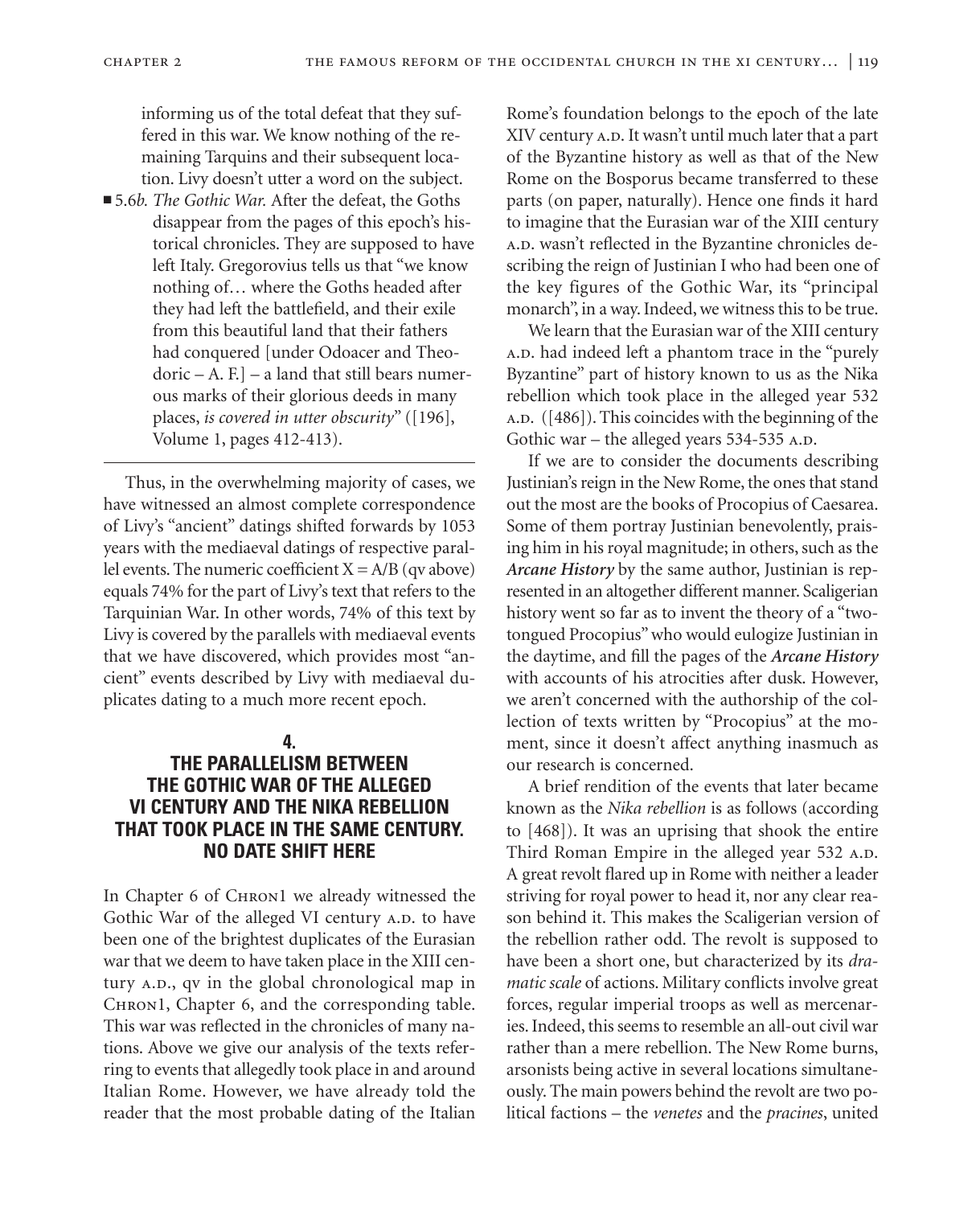informing us of the total defeat that they suffered in this war. We know nothing of the remaining Tarquins and their subsequent location. Livy doesn't utter a word on the subject.

- 5.6*b. The Gothic War.* After the defeat, the Goths disappear from the pages of this epoch's historical chronicles. They are supposed to have left Italy. Gregorovius tells us that "we know nothing of… where the Goths headed after they had left the battlefield, and their exile from this beautiful land that their fathers had conquered [under Odoacer and Theodoric – A. F.] – a land that still bears numerous marks of their glorious deeds in many places, *is covered in utter obscurity*" ([196], Volume 1, pages 412-413).

---

Thus, in the overwhelming majority of cases, we have witnessed an almost complete correspondence of Livy's "ancient" datings shifted forwards by 1053 years with the mediaeval datings of respective parallel events. The numeric coefficient X = A/B (qv above) equals 74% for the part of Livy's text that refers to the Tarquinian War. In other words, 74% of this text by Livy is covered by the parallels with mediaeval events that we have discovered, which provides most "ancient" events described by Livy with mediaeval duplicates dating to a much more recent epoch.

## 4. THE PARALLELISM BETWEEN THE GOTHIC WAR OF THE ALLEGED VI CENTURY AND THE NIKA REBELLION THAT TOOK PLACE IN THE SAME CENTURY. NO DATE SHIFT HERE

In Chapter 6 of Chron1 we already witnessed the Gothic War of the alleged VI century A.D. to have been one of the brightest duplicates of the Eurasian war that we deem to have taken place in the XIII century A.D., qv in the global chronological map in Chron1, Chapter 6, and the corresponding table. This war was reflected in the chronicles of many nations. Above we give our analysis of the texts referring to events that allegedly took place in and around Italian Rome. However, we have already told the reader that the most probable dating of the Italian Rome's foundation belongs to the epoch of the late XIV century A.D. It wasn't until much later that a part of the Byzantine history as well as that of the New Rome on the Bosporus became transferred to these parts (on paper, naturally). Hence one finds it hard to imagine that the Eurasian war of the XIII century A.D. wasn't reflected in the Byzantine chronicles describing the reign of Justinian I who had been one of the key figures of the Gothic War, its "principal monarch", in a way. Indeed, we witness this to be true.

We learn that the Eurasian war of the XIII century A.D. had indeed left a phantom trace in the "purely Byzantine" part of history known to us as the Nika rebellion which took place in the alleged year 532 A.D. ([486]). This coincides with the beginning of the Gothic war – the alleged years 534-535 A.D.

If we are to consider the documents describing Justinian's reign in the New Rome, the ones that stand out the most are the books of Procopius of Caesarea. Some of them portray Justinian benevolently, praising him in his royal magnitude; in others, such as the ***Arcane History*** by the same author, Justinian is represented in an altogether different manner. Scaligerian history went so far as to invent the theory of a "two-tongued Procopius" who would eulogize Justinian in the daytime, and fill the pages of the ***Arcane History*** with accounts of his atrocities after dusk. However, we aren't concerned with the authorship of the collection of texts written by "Procopius" at the moment, since it doesn't affect anything inasmuch as our research is concerned.

A brief rendition of the events that later became known as the *Nika rebellion* is as follows (according to [468]). It was an uprising that shook the entire Third Roman Empire in the alleged year 532 A.D. A great revolt flared up in Rome with neither a leader striving for royal power to head it, nor any clear reason behind it. This makes the Scaligerian version of the rebellion rather odd. The revolt is supposed to have been a short one, but characterized by its *dramatic scale* of actions. Military conflicts involve great forces, regular imperial troops as well as mercenaries. Indeed, this seems to resemble an all-out civil war rather than a mere rebellion. The New Rome burns, arsonists being active in several locations simultaneously. The main powers behind the revolt are two political factions – the *venetes* and the *pracines*, united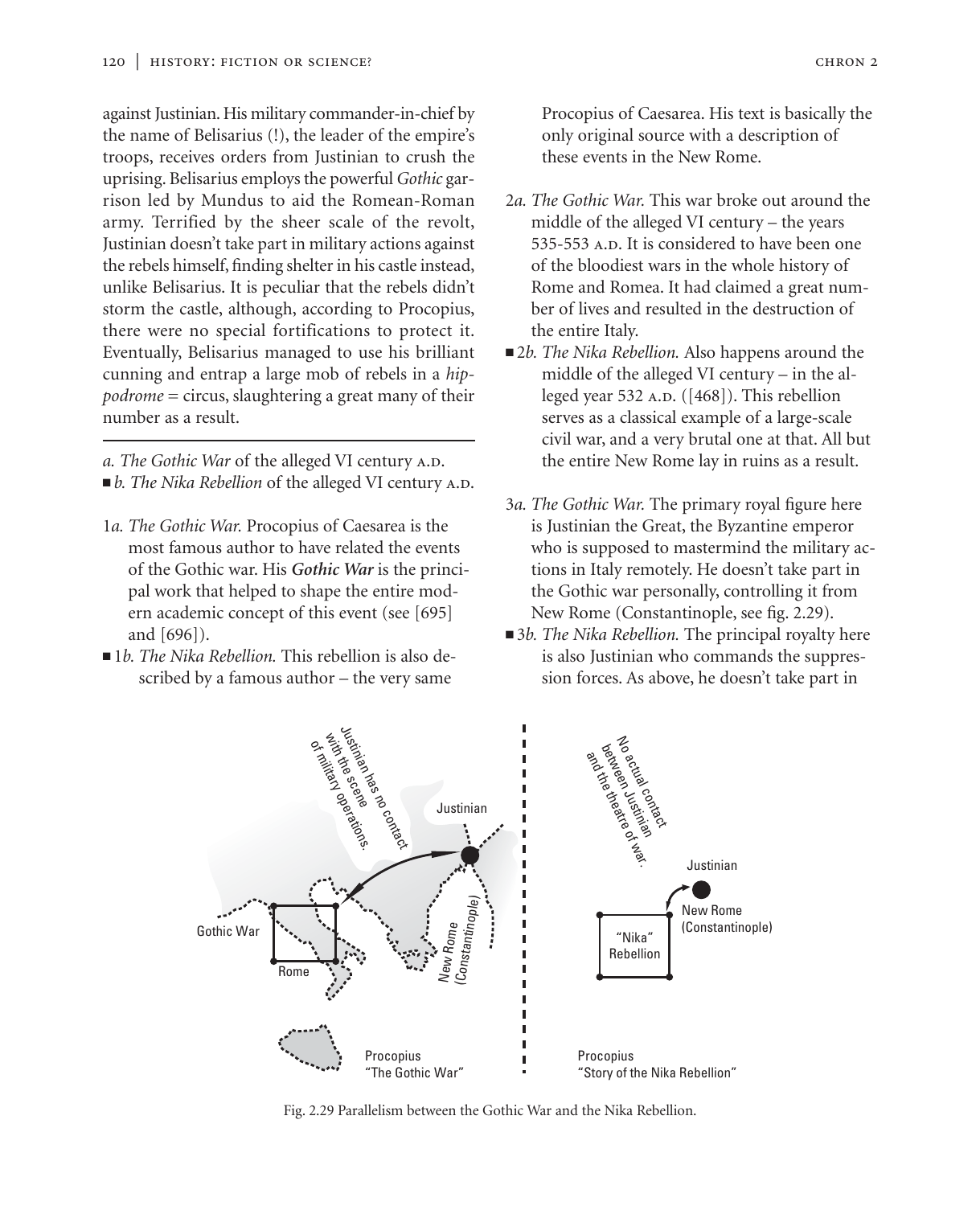against Justinian. His military commander-in-chief by the name of Belisarius (!), the leader of the empire's troops, receives orders from Justinian to crush the uprising. Belisarius employs the powerful *Gothic* garrison led by Mundus to aid the Romean-Roman army. Terrified by the sheer scale of the revolt, Justinian doesn't take part in military actions against the rebels himself, finding shelter in his castle instead, unlike Belisarius. It is peculiar that the rebels didn't storm the castle, although, according to Procopius, there were no special fortifications to protect it. Eventually, Belisarius managed to use his brilliant cunning and entrap a large mob of rebels in a *hippodrome* = circus, slaughtering a great many of their number as a result.

---

*a. The Gothic War* of the alleged VI century A.D.
■ *b. The Nika Rebellion* of the alleged VI century A.D.

1*a. The Gothic War.* Procopius of Caesarea is the most famous author to have related the events of the Gothic war. His ***Gothic War*** is the principal work that helped to shape the entire modern academic concept of this event (see [695] and [696]).

■ 1*b. The Nika Rebellion.* This rebellion is also described by a famous author – the very same Procopius of Caesarea. His text is basically the only original source with a description of these events in the New Rome.

2*a. The Gothic War.* This war broke out around the middle of the alleged VI century – the years 535-553 A.D. It is considered to have been one of the bloodiest wars in the whole history of Rome and Romea. It had claimed a great number of lives and resulted in the destruction of the entire Italy.

■ 2*b. The Nika Rebellion.* Also happens around the middle of the alleged VI century – in the alleged year 532 A.D. ([468]). This rebellion serves as a classical example of a large-scale civil war, and a very brutal one at that. All but the entire New Rome lay in ruins as a result.

3*a. The Gothic War.* The primary royal figure here is Justinian the Great, the Byzantine emperor who is supposed to mastermind the military actions in Italy remotely. He doesn't take part in the Gothic war personally, controlling it from New Rome (Constantinople, see fig. 2.29).

■ 3*b. The Nika Rebellion.* The principal royalty here is also Justinian who commands the suppression forces. As above, he doesn't take part in

Fig. 2.29 Parallelism between the Gothic War and the Nika Rebellion.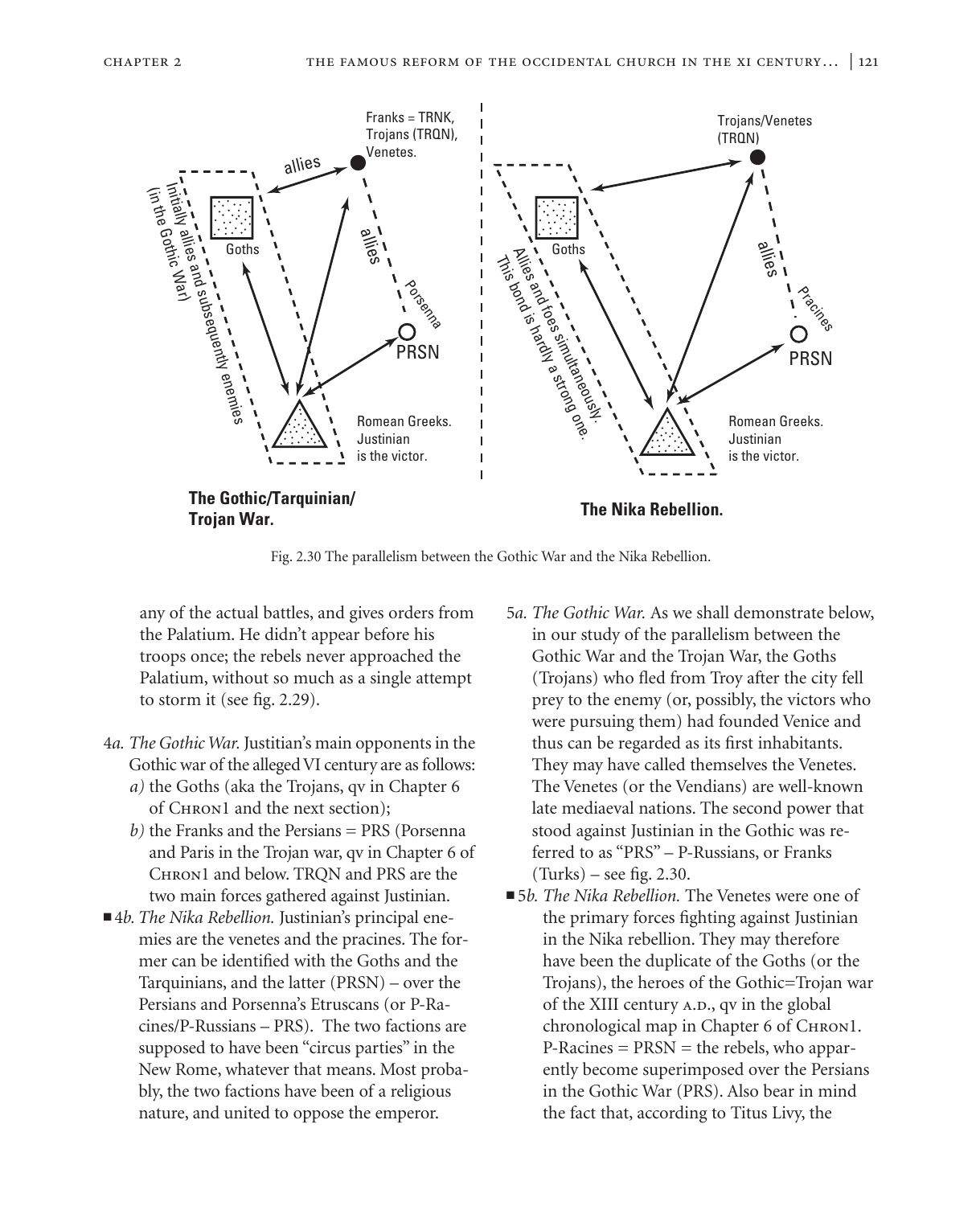Fig. 2.30 The parallelism between the Gothic War and the Nika Rebellion.

any of the actual battles, and gives orders from the Palatium. He didn't appear before his troops once; the rebels never approached the Palatium, without so much as a single attempt to storm it (see fig. 2.29).

4*a. The Gothic War.* Justitian's main opponents in the Gothic war of the alleged VI century are as follows:
*a)* the Goths (aka the Trojans, qv in Chapter 6 of CHRON1 and the next section);
*b)* the Franks and the Persians = PRS (Porsenna and Paris in the Trojan war, qv in Chapter 6 of CHRON1 and below. TRQN and PRS are the two main forces gathered against Justinian.

■ 4*b. The Nika Rebellion.* Justinian's principal enemies are the venetes and the pracines. The former can be identified with the Goths and the Tarquinians, and the latter (PRSN) – over the Persians and Porsenna's Etruscans (or P-Racines/P-Russians – PRS). The two factions are supposed to have been "circus parties" in the New Rome, whatever that means. Most probably, the two factions have been of a religious nature, and united to oppose the emperor.

5*a. The Gothic War.* As we shall demonstrate below, in our study of the parallelism between the Gothic War and the Trojan War, the Goths (Trojans) who fled from Troy after the city fell prey to the enemy (or, possibly, the victors who were pursuing them) had founded Venice and thus can be regarded as its first inhabitants. They may have called themselves the Venetes. The Venetes (or the Vendians) are well-known late mediaeval nations. The second power that stood against Justinian in the Gothic was referred to as "PRS" – P-Russians, or Franks (Turks) – see fig. 2.30.

■ 5*b. The Nika Rebellion.* The Venetes were one of the primary forces fighting against Justinian in the Nika rebellion. They may therefore have been the duplicate of the Goths (or the Trojans), the heroes of the Gothic=Trojan war of the XIII century A.D., qv in the global chronological map in Chapter 6 of CHRON1. P-Racines = PRSN = the rebels, who apparently become superimposed over the Persians in the Gothic War (PRS). Also bear in mind the fact that, according to Titus Livy, the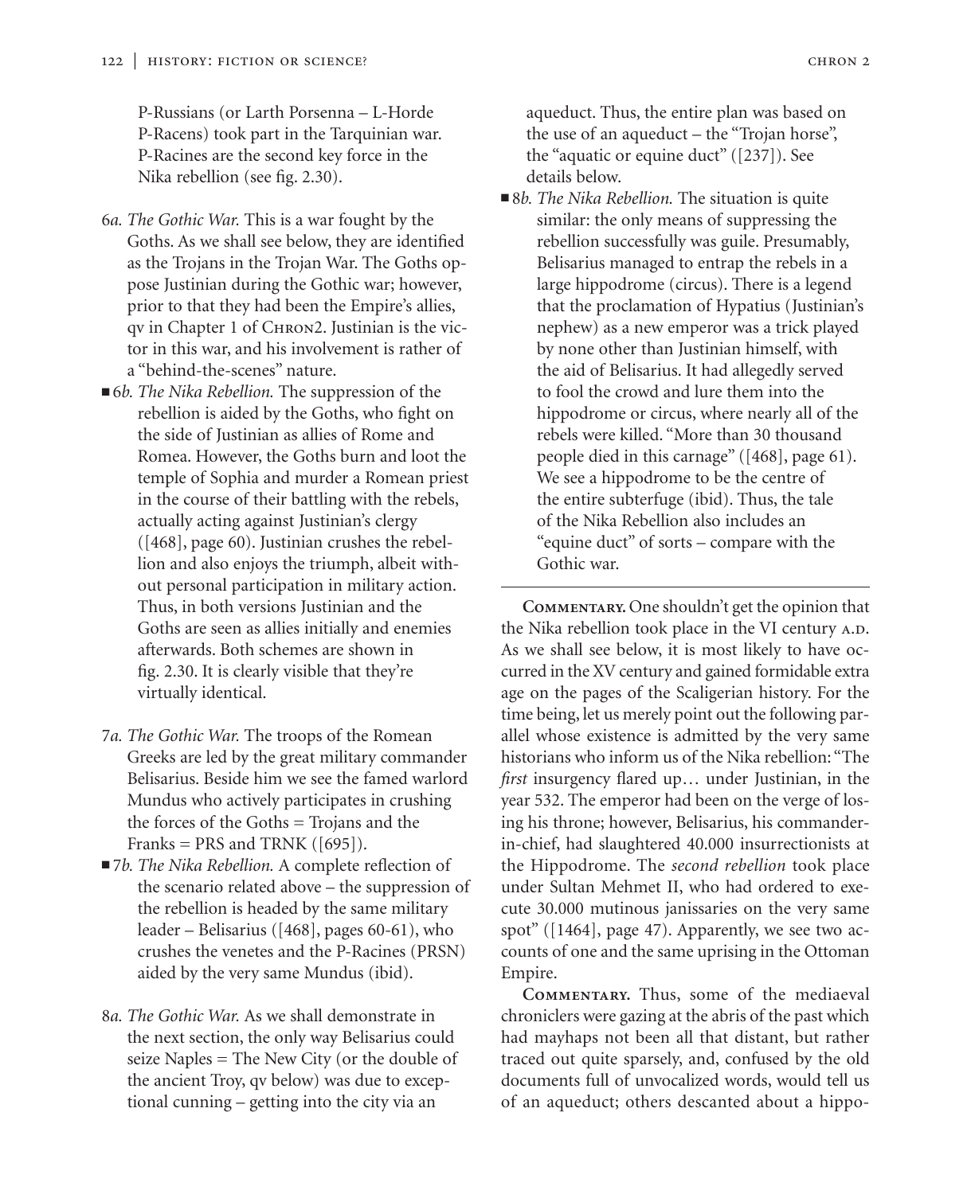P-Russians (or Larth Porsenna – L-Horde P-Racens) took part in the Tarquinian war. P-Racines are the second key force in the Nika rebellion (see fig. 2.30).

6*a. The Gothic War.* This is a war fought by the Goths. As we shall see below, they are identified as the Trojans in the Trojan War. The Goths oppose Justinian during the Gothic war; however, prior to that they had been the Empire's allies, qv in Chapter 1 of Chron2. Justinian is the victor in this war, and his involvement is rather of a "behind-the-scenes" nature.

■ 6*b. The Nika Rebellion.* The suppression of the rebellion is aided by the Goths, who fight on the side of Justinian as allies of Rome and Romea. However, the Goths burn and loot the temple of Sophia and murder a Romean priest in the course of their battling with the rebels, actually acting against Justinian's clergy ([468], page 60). Justinian crushes the rebellion and also enjoys the triumph, albeit without personal participation in military action. Thus, in both versions Justinian and the Goths are seen as allies initially and enemies afterwards. Both schemes are shown in fig. 2.30. It is clearly visible that they're virtually identical.

7*a. The Gothic War.* The troops of the Romean Greeks are led by the great military commander Belisarius. Beside him we see the famed warlord Mundus who actively participates in crushing the forces of the Goths = Trojans and the Franks = PRS and TRNK ([695]).

■ 7*b. The Nika Rebellion.* A complete reflection of the scenario related above – the suppression of the rebellion is headed by the same military leader – Belisarius ([468], pages 60-61), who crushes the venetes and the P-Racines (PRSN) aided by the very same Mundus (ibid).

8*a. The Gothic War.* As we shall demonstrate in the next section, the only way Belisarius could seize Naples = The New City (or the double of the ancient Troy, qv below) was due to exceptional cunning – getting into the city via an aqueduct. Thus, the entire plan was based on the use of an aqueduct – the "Trojan horse", the "aquatic or equine duct" ([237]). See details below.

■ 8*b. The Nika Rebellion.* The situation is quite similar: the only means of suppressing the rebellion successfully was guile. Presumably, Belisarius managed to entrap the rebels in a large hippodrome (circus). There is a legend that the proclamation of Hypatius (Justinian's nephew) as a new emperor was a trick played by none other than Justinian himself, with the aid of Belisarius. It had allegedly served to fool the crowd and lure them into the hippodrome or circus, where nearly all of the rebels were killed. "More than 30 thousand people died in this carnage" ([468], page 61). We see a hippodrome to be the centre of the entire subterfuge (ibid). Thus, the tale of the Nika Rebellion also includes an "equine duct" of sorts – compare with the Gothic war.

---

**Commentary.** One shouldn't get the opinion that the Nika rebellion took place in the VI century A.D. As we shall see below, it is most likely to have occurred in the XV century and gained formidable extra age on the pages of the Scaligerian history. For the time being, let us merely point out the following parallel whose existence is admitted by the very same historians who inform us of the Nika rebellion: "The *first* insurgency flared up… under Justinian, in the year 532. The emperor had been on the verge of losing his throne; however, Belisarius, his commander-in-chief, had slaughtered 40.000 insurrectionists at the Hippodrome. The *second rebellion* took place under Sultan Mehmet II, who had ordered to execute 30.000 mutinous janissaries on the very same spot" ([1464], page 47). Apparently, we see two accounts of one and the same uprising in the Ottoman Empire.

**Commentary.** Thus, some of the mediaeval chroniclers were gazing at the abris of the past which had mayhaps not been all that distant, but rather traced out quite sparsely, and, confused by the old documents full of unvocalized words, would tell us of an aqueduct; others descanted about a hippo-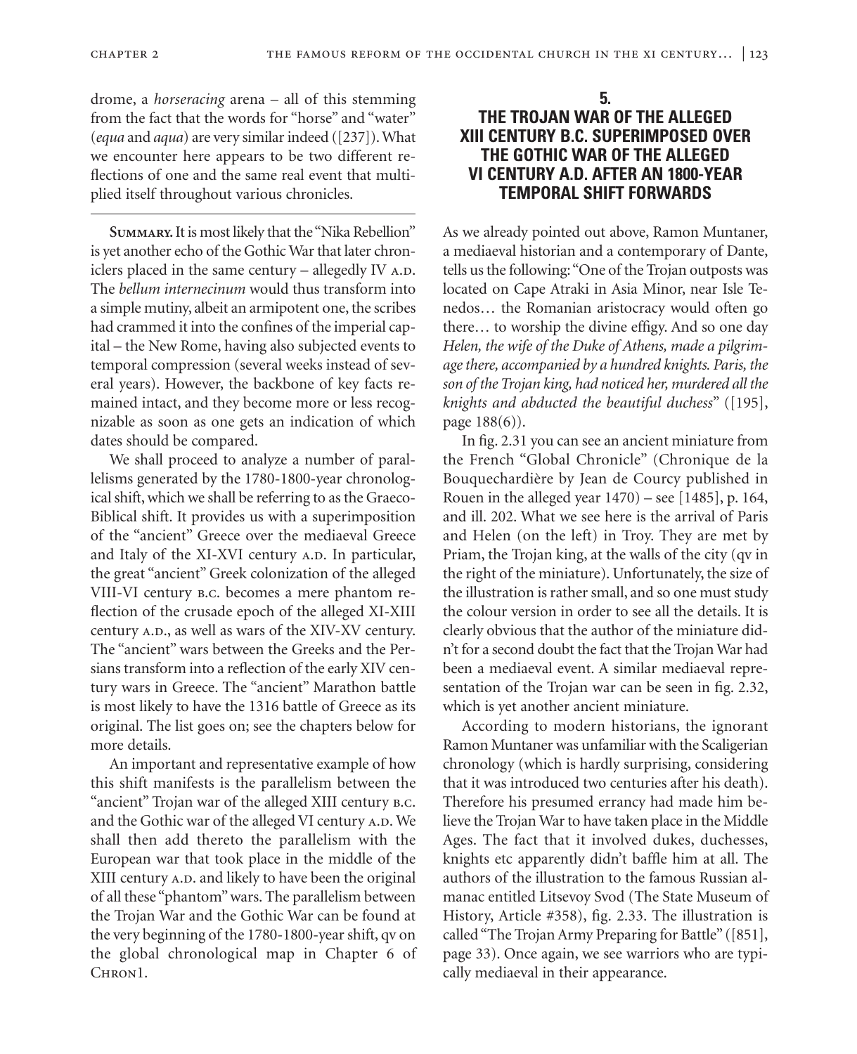drome, a *horseracing* arena – all of this stemming from the fact that the words for "horse" and "water" (*equa* and *aqua*) are very similar indeed ([237]). What we encounter here appears to be two different reflections of one and the same real event that multiplied itself throughout various chronicles.

---

**Summary.** It is most likely that the "Nika Rebellion" is yet another echo of the Gothic War that later chroniclers placed in the same century – allegedly IV A.D. The *bellum internecinum* would thus transform into a simple mutiny, albeit an armipotent one, the scribes had crammed it into the confines of the imperial capital – the New Rome, having also subjected events to temporal compression (several weeks instead of several years). However, the backbone of key facts remained intact, and they become more or less recognizable as soon as one gets an indication of which dates should be compared.

We shall proceed to analyze a number of parallelisms generated by the 1780-1800-year chronological shift, which we shall be referring to as the Graeco-Biblical shift. It provides us with a superimposition of the "ancient" Greece over the mediaeval Greece and Italy of the XI-XVI century A.D. In particular, the great "ancient" Greek colonization of the alleged VIII-VI century B.C. becomes a mere phantom reflection of the crusade epoch of the alleged XI-XIII century A.D., as well as wars of the XIV-XV century. The "ancient" wars between the Greeks and the Persians transform into a reflection of the early XIV century wars in Greece. The "ancient" Marathon battle is most likely to have the 1316 battle of Greece as its original. The list goes on; see the chapters below for more details.

An important and representative example of how this shift manifests is the parallelism between the "ancient" Trojan war of the alleged XIII century B.C. and the Gothic war of the alleged VI century A.D. We shall then add thereto the parallelism with the European war that took place in the middle of the XIII century A.D. and likely to have been the original of all these "phantom" wars. The parallelism between the Trojan War and the Gothic War can be found at the very beginning of the 1780-1800-year shift, qv on the global chronological map in Chapter 6 of Chron1.

## 5. The Trojan War of the alleged XIII century B.C. superimposed over the Gothic War of the alleged VI century A.D. after an 1800-year temporal shift forwards

As we already pointed out above, Ramon Muntaner, a mediaeval historian and a contemporary of Dante, tells us the following: "One of the Trojan outposts was located on Cape Atraki in Asia Minor, near Isle Tenedos… the Romanian aristocracy would often go there… to worship the divine effigy. And so one day *Helen, the wife of the Duke of Athens, made a pilgrimage there, accompanied by a hundred knights. Paris, the son of the Trojan king, had noticed her, murdered all the knights and abducted the beautiful duchess*" ([195], page 188(6)).

In fig. 2.31 you can see an ancient miniature from the French "Global Chronicle" (Chronique de la Bouquechardière by Jean de Courcy published in Rouen in the alleged year 1470) – see [1485], p. 164, and ill. 202. What we see here is the arrival of Paris and Helen (on the left) in Troy. They are met by Priam, the Trojan king, at the walls of the city (qv in the right of the miniature). Unfortunately, the size of the illustration is rather small, and so one must study the colour version in order to see all the details. It is clearly obvious that the author of the miniature didn't for a second doubt the fact that the Trojan War had been a mediaeval event. A similar mediaeval representation of the Trojan war can be seen in fig. 2.32, which is yet another ancient miniature.

According to modern historians, the ignorant Ramon Muntaner was unfamiliar with the Scaligerian chronology (which is hardly surprising, considering that it was introduced two centuries after his death). Therefore his presumed errancy had made him believe the Trojan War to have taken place in the Middle Ages. The fact that it involved dukes, duchesses, knights etc apparently didn't baffle him at all. The authors of the illustration to the famous Russian almanac entitled Litsevoy Svod (The State Museum of History, Article #358), fig. 2.33. The illustration is called "The Trojan Army Preparing for Battle" ([851], page 33). Once again, we see warriors who are typically mediaeval in their appearance.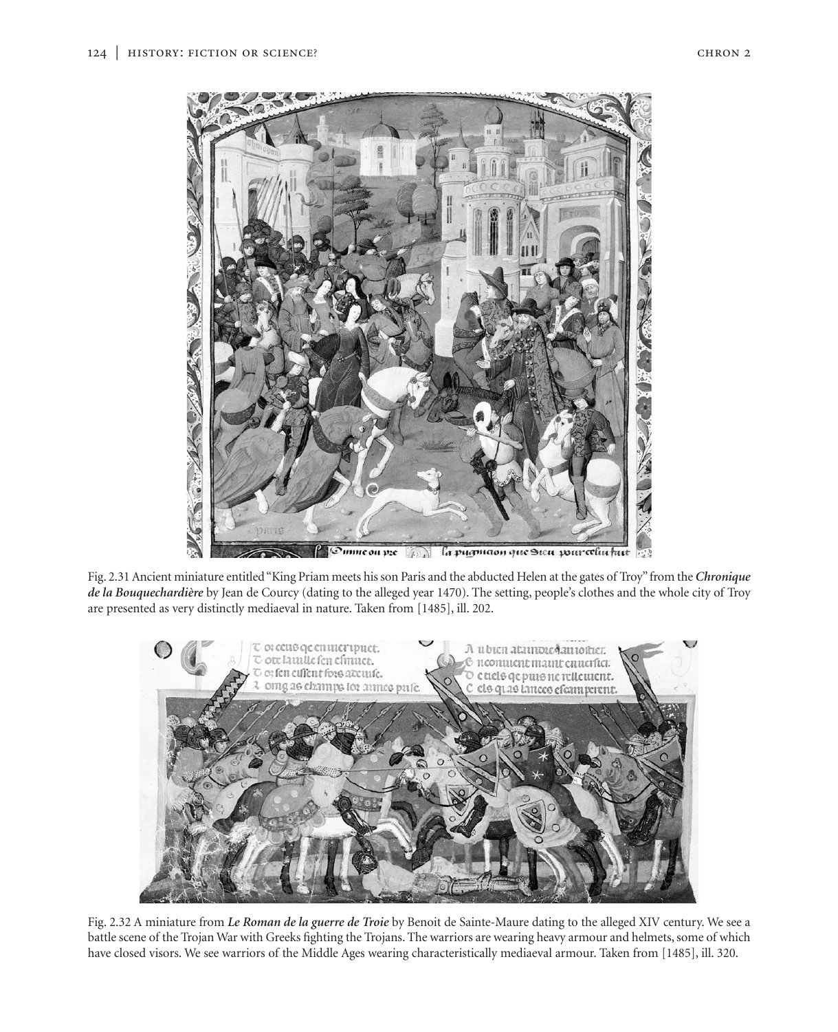Fig. 2.31 Ancient miniature entitled "King Priam meets his son Paris and the abducted Helen at the gates of Troy" from the ***Chronique de la Bouquechardière*** by Jean de Courcy (dating to the alleged year 1470). The setting, people's clothes and the whole city of Troy are presented as very distinctly mediaeval in nature. Taken from [1485], ill. 202.

Fig. 2.32 A miniature from ***Le Roman de la guerre de Troie*** by Benoit de Sainte-Maure dating to the alleged XIV century. We see a battle scene of the Trojan War with Greeks fighting the Trojans. The warriors are wearing heavy armour and helmets, some of which have closed visors. We see warriors of the Middle Ages wearing characteristically mediaeval armour. Taken from [1485], ill. 320.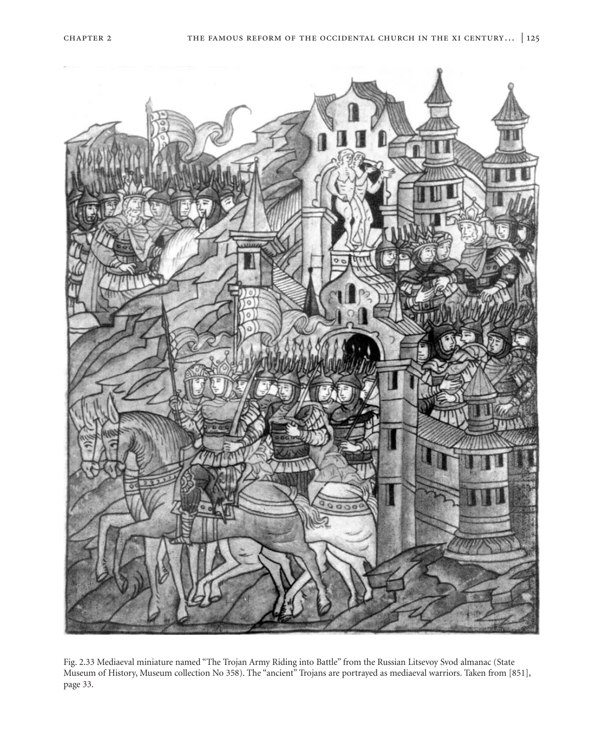Fig. 2.33 Mediaeval miniature named "The Trojan Army Riding into Battle" from the Russian Litsevoy Svod almanac (State Museum of History, Museum collection No 358). The "ancient" Trojans are portrayed as mediaeval warriors. Taken from [851], page 33.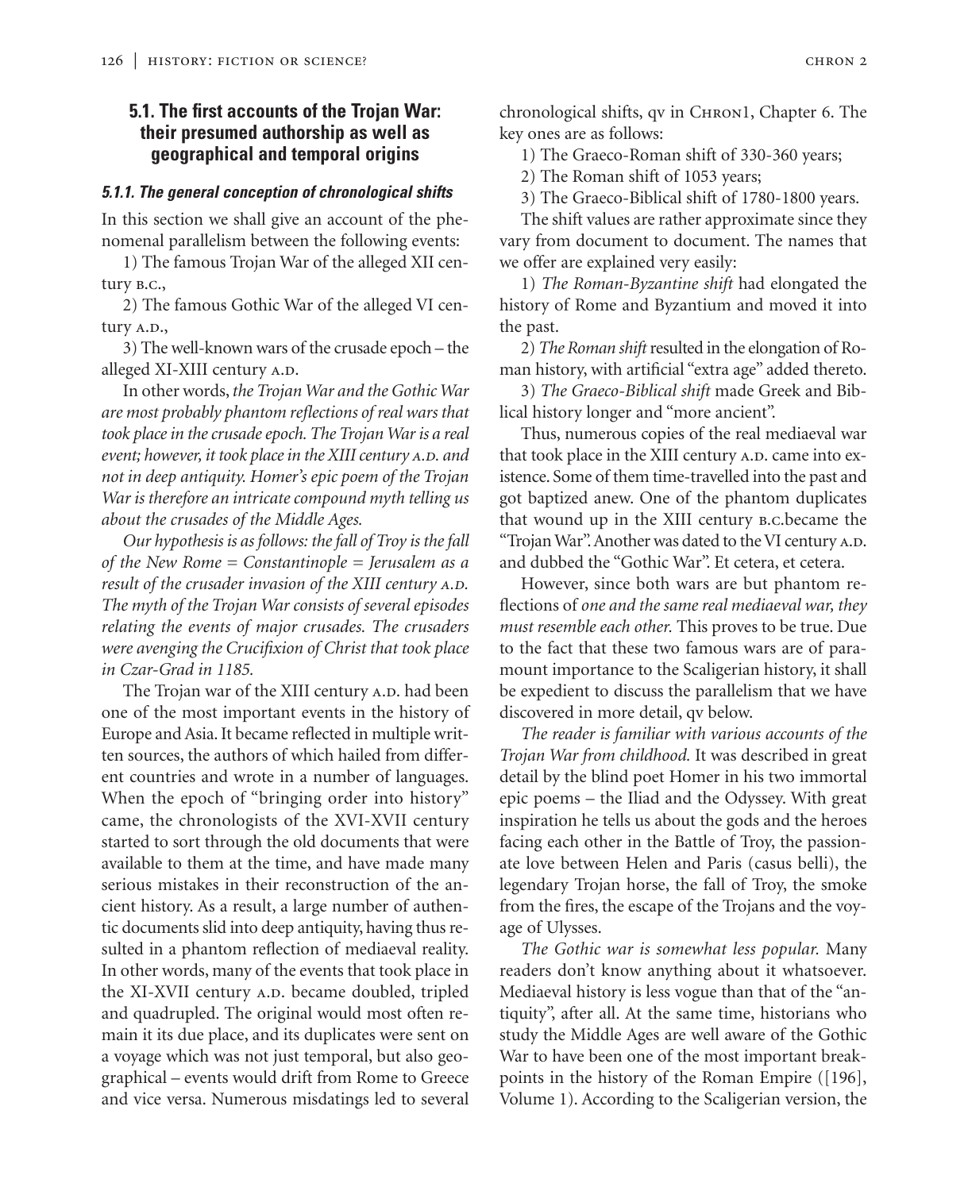## 5.1. The first accounts of the Trojan War: their presumed authorship as well as geographical and temporal origins

### 5.1.1. The general conception of chronological shifts

In this section we shall give an account of the phenomenal parallelism between the following events:

1) The famous Trojan War of the alleged XII century B.C.,

2) The famous Gothic War of the alleged VI century A.D.,

3) The well-known wars of the crusade epoch – the alleged XI-XIII century A.D.

In other words, *the Trojan War and the Gothic War are most probably phantom reflections of real wars that took place in the crusade epoch. The Trojan War is a real event; however, it took place in the XIII century A.D. and not in deep antiquity. Homer's epic poem of the Trojan War is therefore an intricate compound myth telling us about the crusades of the Middle Ages.*

*Our hypothesis is as follows: the fall of Troy is the fall of the New Rome = Constantinople = Jerusalem as a result of the crusader invasion of the XIII century A.D. The myth of the Trojan War consists of several episodes relating the events of major crusades. The crusaders were avenging the Crucifixion of Christ that took place in Czar-Grad in 1185.*

The Trojan war of the XIII century A.D. had been one of the most important events in the history of Europe and Asia. It became reflected in multiple written sources, the authors of which hailed from different countries and wrote in a number of languages. When the epoch of "bringing order into history" came, the chronologists of the XVI-XVII century started to sort through the old documents that were available to them at the time, and have made many serious mistakes in their reconstruction of the ancient history. As a result, a large number of authentic documents slid into deep antiquity, having thus resulted in a phantom reflection of mediaeval reality. In other words, many of the events that took place in the XI-XVII century A.D. became doubled, tripled and quadrupled. The original would most often remain it its due place, and its duplicates were sent on a voyage which was not just temporal, but also geographical – events would drift from Rome to Greece and vice versa. Numerous misdatings led to several chronological shifts, qv in CHRON1, Chapter 6. The key ones are as follows:

1) The Graeco-Roman shift of 330-360 years;

2) The Roman shift of 1053 years;

3) The Graeco-Biblical shift of 1780-1800 years.

The shift values are rather approximate since they vary from document to document. The names that we offer are explained very easily:

1) *The Roman-Byzantine shift* had elongated the history of Rome and Byzantium and moved it into the past.

2) *The Roman shift* resulted in the elongation of Roman history, with artificial "extra age" added thereto.

3) *The Graeco-Biblical shift* made Greek and Biblical history longer and "more ancient".

Thus, numerous copies of the real mediaeval war that took place in the XIII century A.D. came into existence. Some of them time-travelled into the past and got baptized anew. One of the phantom duplicates that wound up in the XIII century B.C.became the "Trojan War". Another was dated to the VI century A.D. and dubbed the "Gothic War". Et cetera, et cetera.

However, since both wars are but phantom reflections of *one and the same real mediaeval war, they must resemble each other.* This proves to be true. Due to the fact that these two famous wars are of paramount importance to the Scaligerian history, it shall be expedient to discuss the parallelism that we have discovered in more detail, qv below.

*The reader is familiar with various accounts of the Trojan War from childhood.* It was described in great detail by the blind poet Homer in his two immortal epic poems – the Iliad and the Odyssey. With great inspiration he tells us about the gods and the heroes facing each other in the Battle of Troy, the passionate love between Helen and Paris (casus belli), the legendary Trojan horse, the fall of Troy, the smoke from the fires, the escape of the Trojans and the voyage of Ulysses.

*The Gothic war is somewhat less popular.* Many readers don't know anything about it whatsoever. Mediaeval history is less vogue than that of the "antiquity", after all. At the same time, historians who study the Middle Ages are well aware of the Gothic War to have been one of the most important breakpoints in the history of the Roman Empire ([196], Volume 1). According to the Scaligerian version, the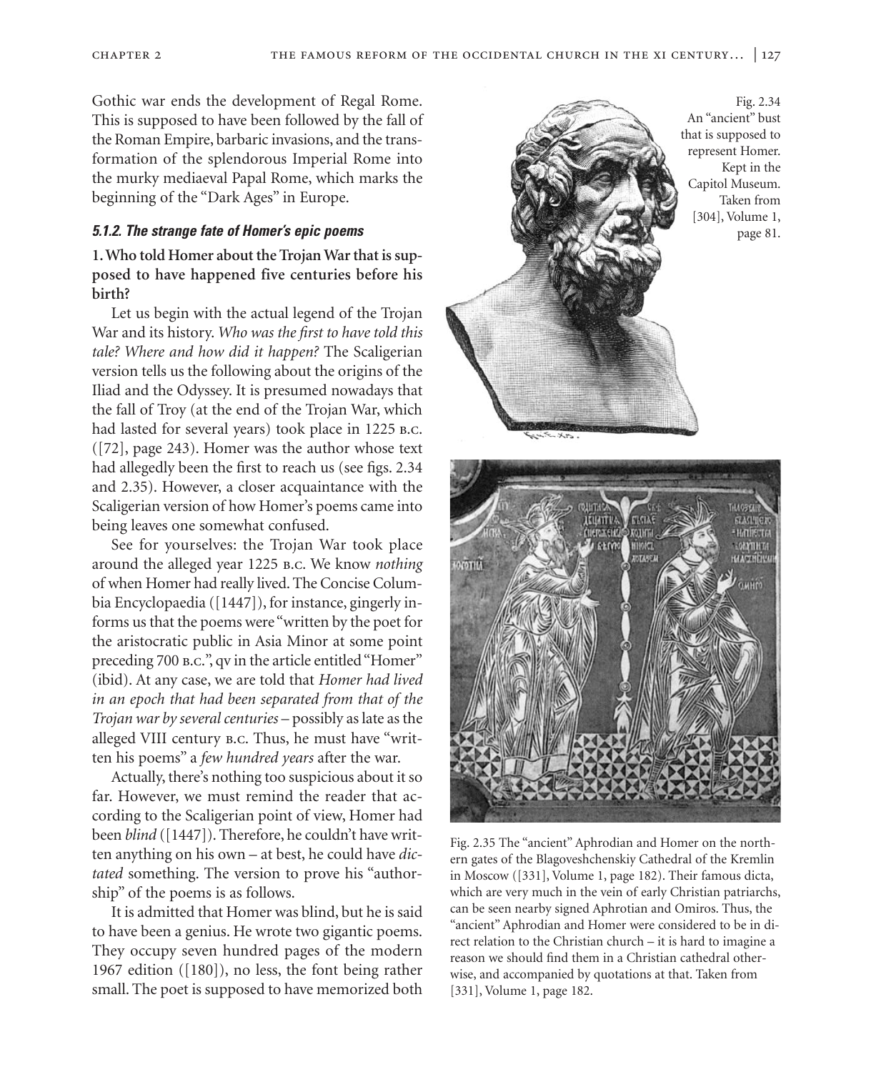Gothic war ends the development of Regal Rome. This is supposed to have been followed by the fall of the Roman Empire, barbaric invasions, and the transformation of the splendorous Imperial Rome into the murky mediaeval Papal Rome, which marks the beginning of the "Dark Ages" in Europe.

### *5.1.2. The strange fate of Homer's epic poems*

**1. Who told Homer about the Trojan War that is supposed to have happened five centuries before his birth?**

Let us begin with the actual legend of the Trojan War and its history. *Who was the first to have told this tale? Where and how did it happen?* The Scaligerian version tells us the following about the origins of the Iliad and the Odyssey. It is presumed nowadays that the fall of Troy (at the end of the Trojan War, which had lasted for several years) took place in 1225 B.C. ([72], page 243). Homer was the author whose text had allegedly been the first to reach us (see figs. 2.34 and 2.35). However, a closer acquaintance with the Scaligerian version of how Homer's poems came into being leaves one somewhat confused.

See for yourselves: the Trojan War took place around the alleged year 1225 B.C. We know *nothing* of when Homer had really lived. The Concise Columbia Encyclopaedia ([1447]), for instance, gingerly informs us that the poems were "written by the poet for the aristocratic public in Asia Minor at some point preceding 700 B.C.", qv in the article entitled "Homer" (ibid). At any case, we are told that *Homer had lived in an epoch that had been separated from that of the Trojan war by several centuries* – possibly as late as the alleged VIII century B.C. Thus, he must have "written his poems" a *few hundred years* after the war.

Actually, there's nothing too suspicious about it so far. However, we must remind the reader that according to the Scaligerian point of view, Homer had been *blind* ([1447]). Therefore, he couldn't have written anything on his own – at best, he could have *dictated* something. The version to prove his "authorship" of the poems is as follows.

It is admitted that Homer was blind, but he is said to have been a genius. He wrote two gigantic poems. They occupy seven hundred pages of the modern 1967 edition ([180]), no less, the font being rather small. The poet is supposed to have memorized both

Fig. 2.34 An "ancient" bust that is supposed to represent Homer. Kept in the Capitol Museum. Taken from [304], Volume 1, page 81.

Fig. 2.35 The "ancient" Aphrodian and Homer on the northern gates of the Blagoveshchenskiy Cathedral of the Kremlin in Moscow ([331], Volume 1, page 182). Their famous dicta, which are very much in the vein of early Christian patriarchs, can be seen nearby signed Aphrotian and Omiros. Thus, the "ancient" Aphrodian and Homer were considered to be in direct relation to the Christian church – it is hard to imagine a reason we should find them in a Christian cathedral otherwise, and accompanied by quotations at that. Taken from [331], Volume 1, page 182.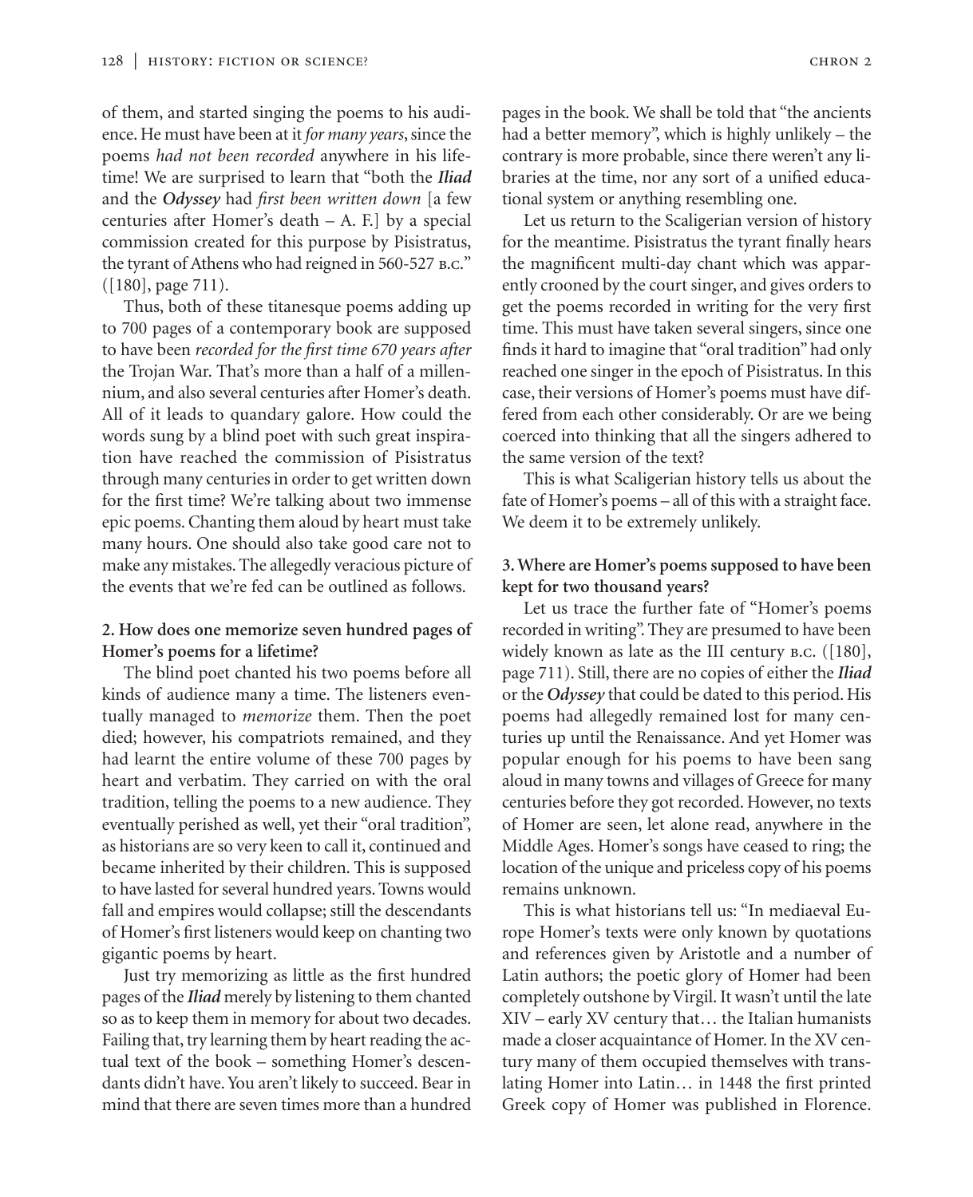of them, and started singing the poems to his audience. He must have been at it *for many years*, since the poems *had not been recorded* anywhere in his lifetime! We are surprised to learn that "both the ***Iliad*** and the ***Odyssey*** had *first been written down* [a few centuries after Homer's death – A. F.] by a special commission created for this purpose by Pisistratus, the tyrant of Athens who had reigned in 560-527 B.C." ([180], page 711).

Thus, both of these titanesque poems adding up to 700 pages of a contemporary book are supposed to have been *recorded for the first time 670 years after* the Trojan War. That's more than a half of a millennium, and also several centuries after Homer's death. All of it leads to quandary galore. How could the words sung by a blind poet with such great inspiration have reached the commission of Pisistratus through many centuries in order to get written down for the first time? We're talking about two immense epic poems. Chanting them aloud by heart must take many hours. One should also take good care not to make any mistakes. The allegedly veracious picture of the events that we're fed can be outlined as follows.

**2. How does one memorize seven hundred pages of Homer's poems for a lifetime?**

The blind poet chanted his two poems before all kinds of audience many a time. The listeners eventually managed to *memorize* them. Then the poet died; however, his compatriots remained, and they had learnt the entire volume of these 700 pages by heart and verbatim. They carried on with the oral tradition, telling the poems to a new audience. They eventually perished as well, yet their "oral tradition", as historians are so very keen to call it, continued and became inherited by their children. This is supposed to have lasted for several hundred years. Towns would fall and empires would collapse; still the descendants of Homer's first listeners would keep on chanting two gigantic poems by heart.

Just try memorizing as little as the first hundred pages of the ***Iliad*** merely by listening to them chanted so as to keep them in memory for about two decades. Failing that, try learning them by heart reading the actual text of the book – something Homer's descendants didn't have. You aren't likely to succeed. Bear in mind that there are seven times more than a hundred pages in the book. We shall be told that "the ancients had a better memory", which is highly unlikely – the contrary is more probable, since there weren't any libraries at the time, nor any sort of a unified educational system or anything resembling one.

Let us return to the Scaligerian version of history for the meantime. Pisistratus the tyrant finally hears the magnificent multi-day chant which was apparently crooned by the court singer, and gives orders to get the poems recorded in writing for the very first time. This must have taken several singers, since one finds it hard to imagine that "oral tradition" had only reached one singer in the epoch of Pisistratus. In this case, their versions of Homer's poems must have differed from each other considerably. Or are we being coerced into thinking that all the singers adhered to the same version of the text?

This is what Scaligerian history tells us about the fate of Homer's poems – all of this with a straight face. We deem it to be extremely unlikely.

**3. Where are Homer's poems supposed to have been kept for two thousand years?**

Let us trace the further fate of "Homer's poems recorded in writing". They are presumed to have been widely known as late as the III century B.C. ([180], page 711). Still, there are no copies of either the ***Iliad*** or the ***Odyssey*** that could be dated to this period. His poems had allegedly remained lost for many centuries up until the Renaissance. And yet Homer was popular enough for his poems to have been sang aloud in many towns and villages of Greece for many centuries before they got recorded. However, no texts of Homer are seen, let alone read, anywhere in the Middle Ages. Homer's songs have ceased to ring; the location of the unique and priceless copy of his poems remains unknown.

This is what historians tell us: "In mediaeval Europe Homer's texts were only known by quotations and references given by Aristotle and a number of Latin authors; the poetic glory of Homer had been completely outshone by Virgil. It wasn't until the late XIV – early XV century that… the Italian humanists made a closer acquaintance of Homer. In the XV century many of them occupied themselves with translating Homer into Latin… in 1448 the first printed Greek copy of Homer was published in Florence.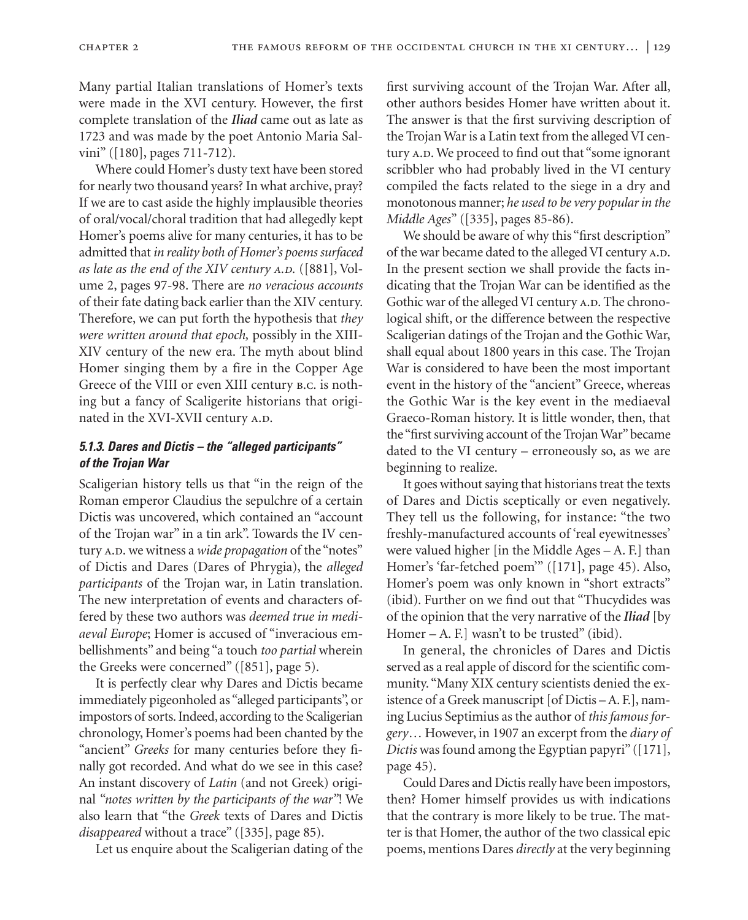Many partial Italian translations of Homer's texts were made in the XVI century. However, the first complete translation of the ***Iliad*** came out as late as 1723 and was made by the poet Antonio Maria Salvini" ([180], pages 711-712).

Where could Homer's dusty text have been stored for nearly two thousand years? In what archive, pray? If we are to cast aside the highly implausible theories of oral/vocal/choral tradition that had allegedly kept Homer's poems alive for many centuries, it has to be admitted that *in reality both of Homer's poems surfaced as late as the end of the XIV century A.D.* ([881], Volume 2, pages 97-98. There are *no veracious accounts* of their fate dating back earlier than the XIV century. Therefore, we can put forth the hypothesis that *they were written around that epoch,* possibly in the XIII-XIV century of the new era. The myth about blind Homer singing them by a fire in the Copper Age Greece of the VIII or even XIII century B.C. is nothing but a fancy of Scaligerite historians that originated in the XVI-XVII century A.D.

### *5.1.3. Dares and Dictis – the "alleged participants" of the Trojan War*

Scaligerian history tells us that "in the reign of the Roman emperor Claudius the sepulchre of a certain Dictis was uncovered, which contained an "account of the Trojan war" in a tin ark". Towards the IV century A.D. we witness a *wide propagation* of the "notes" of Dictis and Dares (Dares of Phrygia), the *alleged participants* of the Trojan war, in Latin translation. The new interpretation of events and characters offered by these two authors was *deemed true in mediaeval Europe*; Homer is accused of "inveracious embellishments" and being "a touch *too partial* wherein the Greeks were concerned" ([851], page 5).

It is perfectly clear why Dares and Dictis became immediately pigeonholed as "alleged participants", or impostors of sorts. Indeed, according to the Scaligerian chronology, Homer's poems had been chanted by the "ancient" *Greeks* for many centuries before they finally got recorded. And what do we see in this case? An instant discovery of *Latin* (and not Greek) original *"notes written by the participants of the war"*! We also learn that "the *Greek* texts of Dares and Dictis *disappeared* without a trace" ([335], page 85).

Let us enquire about the Scaligerian dating of the first surviving account of the Trojan War. After all, other authors besides Homer have written about it. The answer is that the first surviving description of the Trojan War is a Latin text from the alleged VI century A.D. We proceed to find out that "some ignorant scribbler who had probably lived in the VI century compiled the facts related to the siege in a dry and monotonous manner; *he used to be very popular in the Middle Ages*" ([335], pages 85-86).

We should be aware of why this "first description" of the war became dated to the alleged VI century A.D. In the present section we shall provide the facts indicating that the Trojan War can be identified as the Gothic war of the alleged VI century A.D. The chronological shift, or the difference between the respective Scaligerian datings of the Trojan and the Gothic War, shall equal about 1800 years in this case. The Trojan War is considered to have been the most important event in the history of the "ancient" Greece, whereas the Gothic War is the key event in the mediaeval Graeco-Roman history. It is little wonder, then, that the "first surviving account of the Trojan War" became dated to the VI century – erroneously so, as we are beginning to realize.

It goes without saying that historians treat the texts of Dares and Dictis sceptically or even negatively. They tell us the following, for instance: "the two freshly-manufactured accounts of 'real eyewitnesses' were valued higher [in the Middle Ages – A. F.] than Homer's 'far-fetched poem'" ([171], page 45). Also, Homer's poem was only known in "short extracts" (ibid). Further on we find out that "Thucydides was of the opinion that the very narrative of the ***Iliad*** [by Homer – A. F.] wasn't to be trusted" (ibid).

In general, the chronicles of Dares and Dictis served as a real apple of discord for the scientific community. "Many XIX century scientists denied the existence of a Greek manuscript [of Dictis – A. F.], naming Lucius Septimius as the author of *this famous forgery*… However, in 1907 an excerpt from the *diary of Dictis* was found among the Egyptian papyri" ([171], page 45).

Could Dares and Dictis really have been impostors, then? Homer himself provides us with indications that the contrary is more likely to be true. The matter is that Homer, the author of the two classical epic poems, mentions Dares *directly* at the very beginning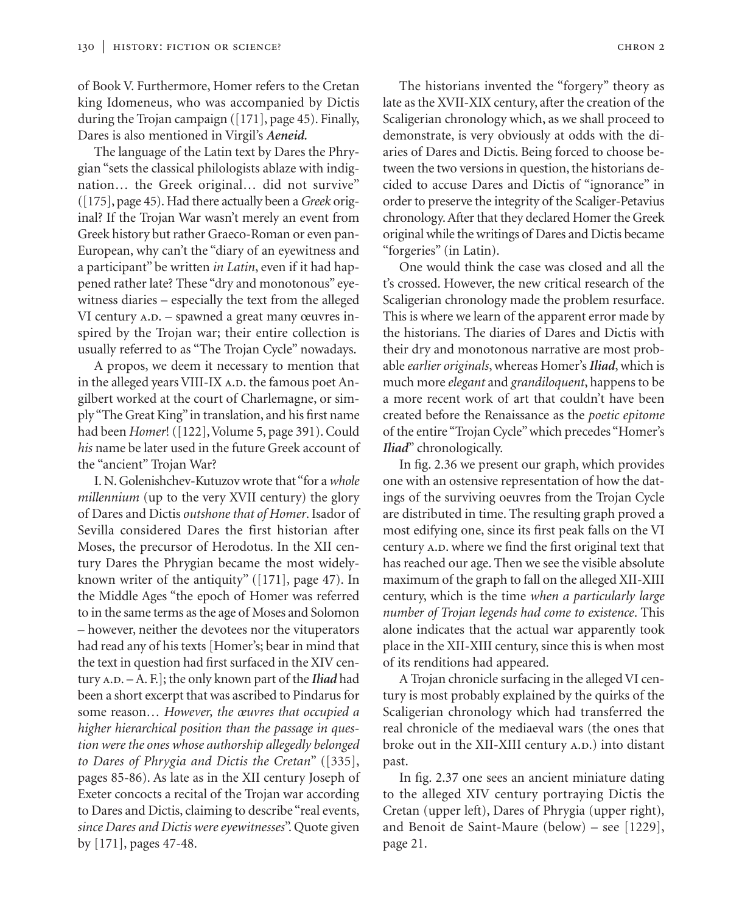of Book V. Furthermore, Homer refers to the Cretan king Idomeneus, who was accompanied by Dictis during the Trojan campaign ([171], page 45). Finally, Dares is also mentioned in Virgil's ***Aeneid.***

The language of the Latin text by Dares the Phrygian "sets the classical philologists ablaze with indignation… the Greek original… did not survive" ([175], page 45). Had there actually been a *Greek* original? If the Trojan War wasn't merely an event from Greek history but rather Graeco-Roman or even pan-European, why can't the "diary of an eyewitness and a participant" be written *in Latin*, even if it had happened rather late? These "dry and monotonous" eyewitness diaries – especially the text from the alleged VI century A.D. – spawned a great many œuvres inspired by the Trojan war; their entire collection is usually referred to as "The Trojan Cycle" nowadays.

A propos, we deem it necessary to mention that in the alleged years VIII-IX A.D. the famous poet Angilbert worked at the court of Charlemagne, or simply "The Great King" in translation, and his first name had been *Homer*! ([122], Volume 5, page 391). Could *his* name be later used in the future Greek account of the "ancient" Trojan War?

I. N. Golenishchev-Kutuzov wrote that "for a *whole millennium* (up to the very XVII century) the glory of Dares and Dictis *outshone that of Homer*. Isador of Sevilla considered Dares the first historian after Moses, the precursor of Herodotus. In the XII century Dares the Phrygian became the most widely-known writer of the antiquity" ([171], page 47). In the Middle Ages "the epoch of Homer was referred to in the same terms as the age of Moses and Solomon – however, neither the devotees nor the vituperators had read any of his texts [Homer's; bear in mind that the text in question had first surfaced in the XIV century A.D. – A. F.]; the only known part of the ***Iliad*** had been a short excerpt that was ascribed to Pindarus for some reason… *However, the œuvres that occupied a higher hierarchical position than the passage in question were the ones whose authorship allegedly belonged to Dares of Phrygia and Dictis the Cretan*" ([335], pages 85-86). As late as in the XII century Joseph of Exeter concocts a recital of the Trojan war according to Dares and Dictis, claiming to describe "real events, *since Dares and Dictis were eyewitnesses*". Quote given by [171], pages 47-48.

The historians invented the "forgery" theory as late as the XVII-XIX century, after the creation of the Scaligerian chronology which, as we shall proceed to demonstrate, is very obviously at odds with the diaries of Dares and Dictis. Being forced to choose between the two versions in question, the historians decided to accuse Dares and Dictis of "ignorance" in order to preserve the integrity of the Scaliger-Petavius chronology. After that they declared Homer the Greek original while the writings of Dares and Dictis became "forgeries" (in Latin).

One would think the case was closed and all the t's crossed. However, the new critical research of the Scaligerian chronology made the problem resurface. This is where we learn of the apparent error made by the historians. The diaries of Dares and Dictis with their dry and monotonous narrative are most probable *earlier originals*, whereas Homer's ***Iliad***, which is much more *elegant* and *grandiloquent*, happens to be a more recent work of art that couldn't have been created before the Renaissance as the *poetic epitome* of the entire "Trojan Cycle" which precedes "Homer's ***Iliad***" chronologically.

In fig. 2.36 we present our graph, which provides one with an ostensive representation of how the datings of the surviving oeuvres from the Trojan Cycle are distributed in time. The resulting graph proved a most edifying one, since its first peak falls on the VI century A.D. where we find the first original text that has reached our age. Then we see the visible absolute maximum of the graph to fall on the alleged XII-XIII century, which is the time *when a particularly large number of Trojan legends had come to existence*. This alone indicates that the actual war apparently took place in the XII-XIII century, since this is when most of its renditions had appeared.

A Trojan chronicle surfacing in the alleged VI century is most probably explained by the quirks of the Scaligerian chronology which had transferred the real chronicle of the mediaeval wars (the ones that broke out in the XII-XIII century A.D.) into distant past.

In fig. 2.37 one sees an ancient miniature dating to the alleged XIV century portraying Dictis the Cretan (upper left), Dares of Phrygia (upper right), and Benoit de Saint-Maure (below) – see [1229], page 21.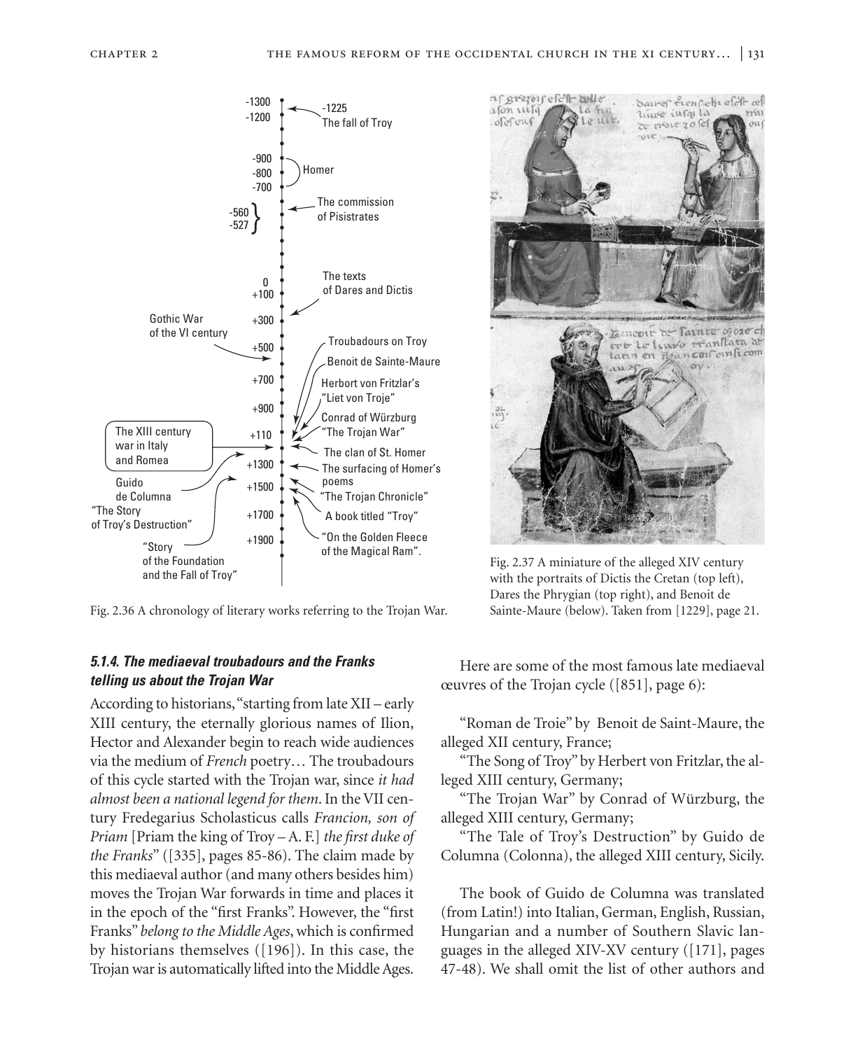Fig. 2.36 A chronology of literary works referring to the Trojan War.

Fig. 2.37 A miniature of the alleged XIV century with the portraits of Dictis the Cretan (top left), Dares the Phrygian (top right), and Benoit de Sainte-Maure (below). Taken from [1229], page 21.

### *5.1.4. The mediaeval troubadours and the Franks telling us about the Trojan War*

According to historians, "starting from late XII – early XIII century, the eternally glorious names of Ilion, Hector and Alexander begin to reach wide audiences via the medium of *French* poetry… The troubadours of this cycle started with the Trojan war, since *it had almost been a national legend for them*. In the VII century Fredegarius Scholasticus calls *Francion, son of Priam* [Priam the king of Troy – A. F.] *the first duke of the Franks*" ([335], pages 85-86). The claim made by this mediaeval author (and many others besides him) moves the Trojan War forwards in time and places it in the epoch of the "first Franks". However, the "first Franks" *belong to the Middle Ages*, which is confirmed by historians themselves ([196]). In this case, the Trojan war is automatically lifted into the Middle Ages.

Here are some of the most famous late mediaeval œuvres of the Trojan cycle ([851], page 6):

"Roman de Troie" by Benoit de Saint-Maure, the alleged XII century, France;

"The Song of Troy" by Herbert von Fritzlar, the alleged XIII century, Germany;

"The Trojan War" by Conrad of Würzburg, the alleged XIII century, Germany;

"The Tale of Troy's Destruction" by Guido de Columna (Colonna), the alleged XIII century, Sicily.

The book of Guido de Columna was translated (from Latin!) into Italian, German, English, Russian, Hungarian and a number of Southern Slavic languages in the alleged XIV-XV century ([171], pages 47-48). We shall omit the list of other authors and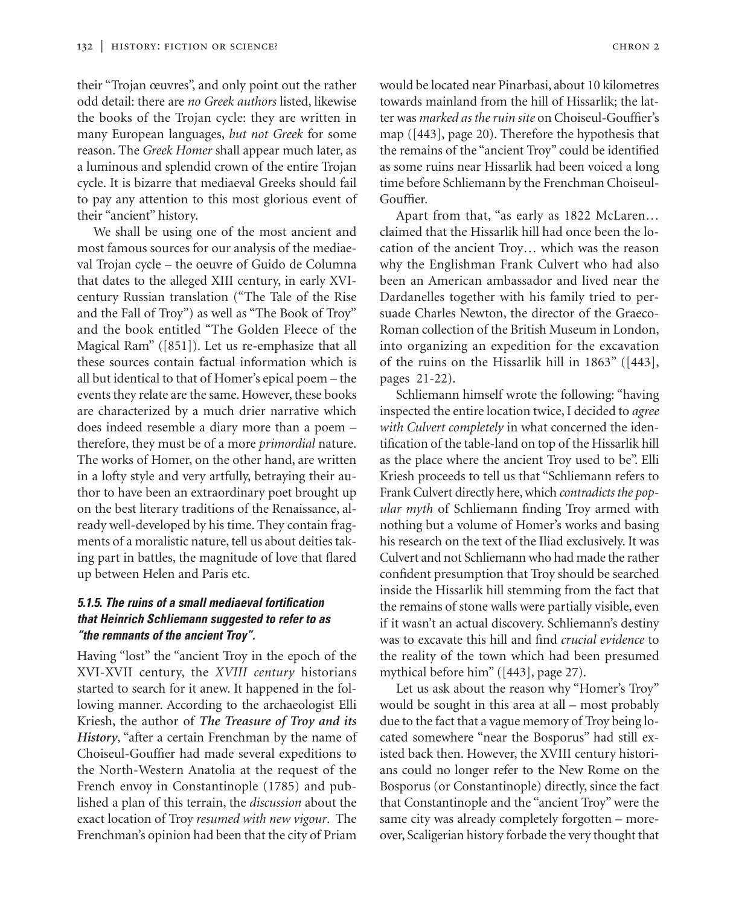their "Trojan œuvres", and only point out the rather odd detail: there are *no Greek authors* listed, likewise the books of the Trojan cycle: they are written in many European languages, *but not Greek* for some reason. The *Greek Homer* shall appear much later, as a luminous and splendid crown of the entire Trojan cycle. It is bizarre that mediaeval Greeks should fail to pay any attention to this most glorious event of their "ancient" history.

We shall be using one of the most ancient and most famous sources for our analysis of the mediaeval Trojan cycle – the oeuvre of Guido de Columna that dates to the alleged XIII century, in early XVI-century Russian translation ("The Tale of the Rise and the Fall of Troy") as well as "The Book of Troy" and the book entitled "The Golden Fleece of the Magical Ram" ([851]). Let us re-emphasize that all these sources contain factual information which is all but identical to that of Homer's epical poem – the events they relate are the same. However, these books are characterized by a much drier narrative which does indeed resemble a diary more than a poem – therefore, they must be of a more *primordial* nature. The works of Homer, on the other hand, are written in a lofty style and very artfully, betraying their author to have been an extraordinary poet brought up on the best literary traditions of the Renaissance, already well-developed by his time. They contain fragments of a moralistic nature, tell us about deities taking part in battles, the magnitude of love that flared up between Helen and Paris etc.

### 5.1.5. The ruins of a small mediaeval fortification that Heinrich Schliemann suggested to refer to as "the remnants of the ancient Troy".

Having "lost" the "ancient Troy in the epoch of the XVI-XVII century, the *XVIII century* historians started to search for it anew. It happened in the following manner. According to the archaeologist Elli Kriesh, the author of ***The Treasure of Troy and its History***, "after a certain Frenchman by the name of Choiseul-Gouffier had made several expeditions to the North-Western Anatolia at the request of the French envoy in Constantinople (1785) and published a plan of this terrain, the *discussion* about the exact location of Troy *resumed with new vigour*. The Frenchman's opinion had been that the city of Priam would be located near Pinarbasi, about 10 kilometres towards mainland from the hill of Hissarlik; the latter was *marked as the ruin site* on Choiseul-Gouffier's map ([443], page 20). Therefore the hypothesis that the remains of the "ancient Troy" could be identified as some ruins near Hissarlik had been voiced a long time before Schliemann by the Frenchman Choiseul-Gouffier.

Apart from that, "as early as 1822 McLaren… claimed that the Hissarlik hill had once been the location of the ancient Troy… which was the reason why the Englishman Frank Culvert who had also been an American ambassador and lived near the Dardanelles together with his family tried to persuade Charles Newton, the director of the Graeco-Roman collection of the British Museum in London, into organizing an expedition for the excavation of the ruins on the Hissarlik hill in 1863" ([443], pages 21-22).

Schliemann himself wrote the following: "having inspected the entire location twice, I decided to *agree with Culvert completely* in what concerned the identification of the table-land on top of the Hissarlik hill as the place where the ancient Troy used to be". Elli Kriesh proceeds to tell us that "Schliemann refers to Frank Culvert directly here, which *contradicts the popular myth* of Schliemann finding Troy armed with nothing but a volume of Homer's works and basing his research on the text of the Iliad exclusively. It was Culvert and not Schliemann who had made the rather confident presumption that Troy should be searched inside the Hissarlik hill stemming from the fact that the remains of stone walls were partially visible, even if it wasn't an actual discovery. Schliemann's destiny was to excavate this hill and find *crucial evidence* to the reality of the town which had been presumed mythical before him" ([443], page 27).

Let us ask about the reason why "Homer's Troy" would be sought in this area at all – most probably due to the fact that a vague memory of Troy being located somewhere "near the Bosporus" had still existed back then. However, the XVIII century historians could no longer refer to the New Rome on the Bosporus (or Constantinople) directly, since the fact that Constantinople and the "ancient Troy" were the same city was already completely forgotten – moreover, Scaligerian history forbade the very thought that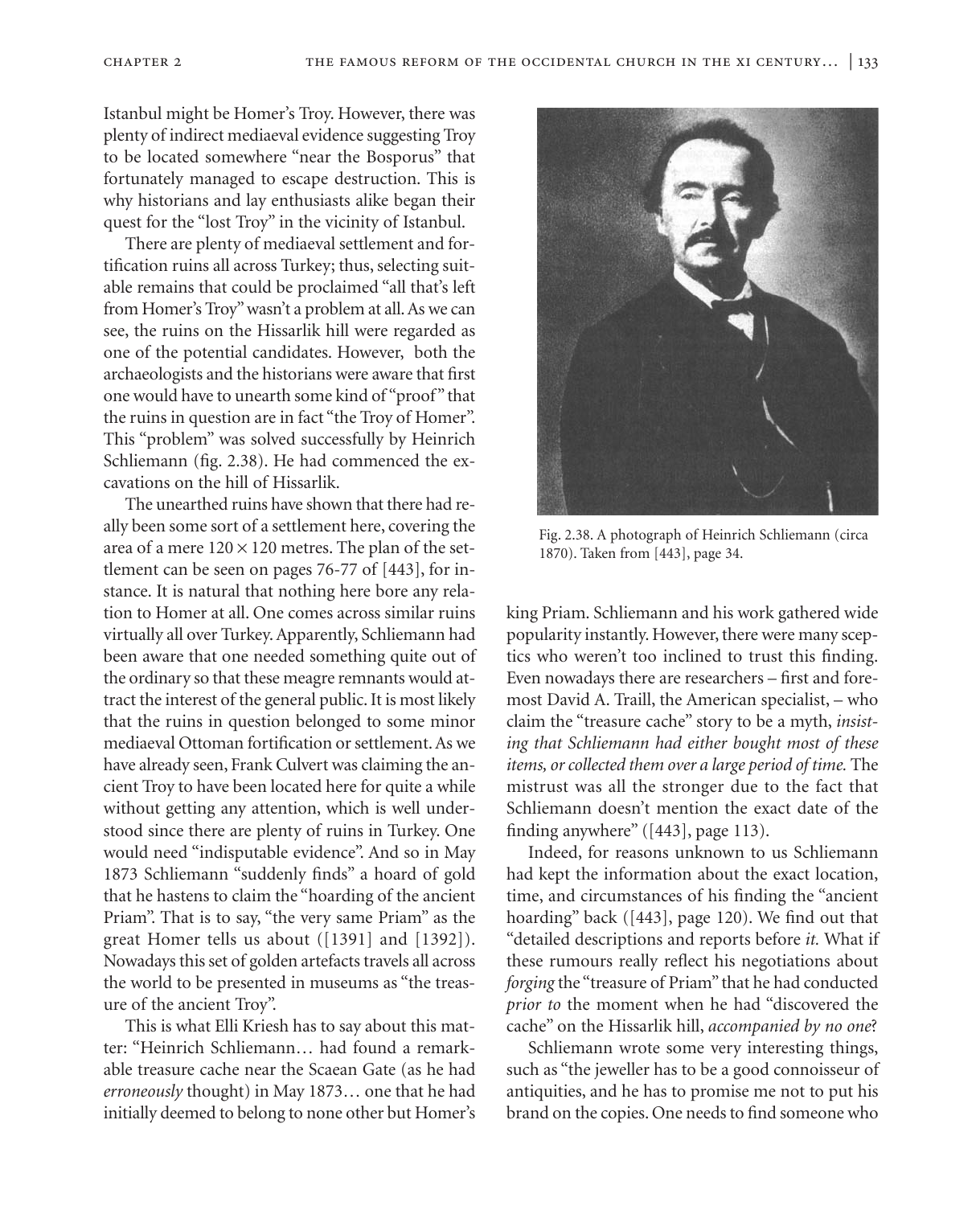Istanbul might be Homer's Troy. However, there was plenty of indirect mediaeval evidence suggesting Troy to be located somewhere "near the Bosporus" that fortunately managed to escape destruction. This is why historians and lay enthusiasts alike began their quest for the "lost Troy" in the vicinity of Istanbul.

There are plenty of mediaeval settlement and fortification ruins all across Turkey; thus, selecting suitable remains that could be proclaimed "all that's left from Homer's Troy" wasn't a problem at all. As we can see, the ruins on the Hissarlik hill were regarded as one of the potential candidates. However, both the archaeologists and the historians were aware that first one would have to unearth some kind of "proof" that the ruins in question are in fact "the Troy of Homer". This "problem" was solved successfully by Heinrich Schliemann (fig. 2.38). He had commenced the excavations on the hill of Hissarlik.

The unearthed ruins have shown that there had really been some sort of a settlement here, covering the area of a mere $120 \times 120$ metres. The plan of the settlement can be seen on pages 76-77 of [443], for instance. It is natural that nothing here bore any relation to Homer at all. One comes across similar ruins virtually all over Turkey. Apparently, Schliemann had been aware that one needed something quite out of the ordinary so that these meagre remnants would attract the interest of the general public. It is most likely that the ruins in question belonged to some minor mediaeval Ottoman fortification or settlement. As we have already seen, Frank Culvert was claiming the ancient Troy to have been located here for quite a while without getting any attention, which is well understood since there are plenty of ruins in Turkey. One would need "indisputable evidence". And so in May 1873 Schliemann "suddenly finds" a hoard of gold that he hastens to claim the "hoarding of the ancient Priam". That is to say, "the very same Priam" as the great Homer tells us about ([1391] and [1392]). Nowadays this set of golden artefacts travels all across the world to be presented in museums as "the treasure of the ancient Troy".

This is what Elli Kriesh has to say about this matter: "Heinrich Schliemann… had found a remarkable treasure cache near the Scaean Gate (as he had *erroneously* thought) in May 1873… one that he had initially deemed to belong to none other but Homer's king Priam. Schliemann and his work gathered wide popularity instantly. However, there were many sceptics who weren't too inclined to trust this finding. Even nowadays there are researchers – first and foremost David A. Traill, the American specialist, – who claim the "treasure cache" story to be a myth, *insisting that Schliemann had either bought most of these items, or collected them over a large period of time.* The mistrust was all the stronger due to the fact that Schliemann doesn't mention the exact date of the finding anywhere" ([443], page 113).

Fig. 2.38. A photograph of Heinrich Schliemann (circa 1870). Taken from [443], page 34.

Indeed, for reasons unknown to us Schliemann had kept the information about the exact location, time, and circumstances of his finding the "ancient hoarding" back ([443], page 120). We find out that "detailed descriptions and reports before *it.* What if these rumours really reflect his negotiations about *forging* the "treasure of Priam" that he had conducted *prior to* the moment when he had "discovered the cache" on the Hissarlik hill, *accompanied by no one*?

Schliemann wrote some very interesting things, such as "the jeweller has to be a good connoisseur of antiquities, and he has to promise me not to put his brand on the copies. One needs to find someone who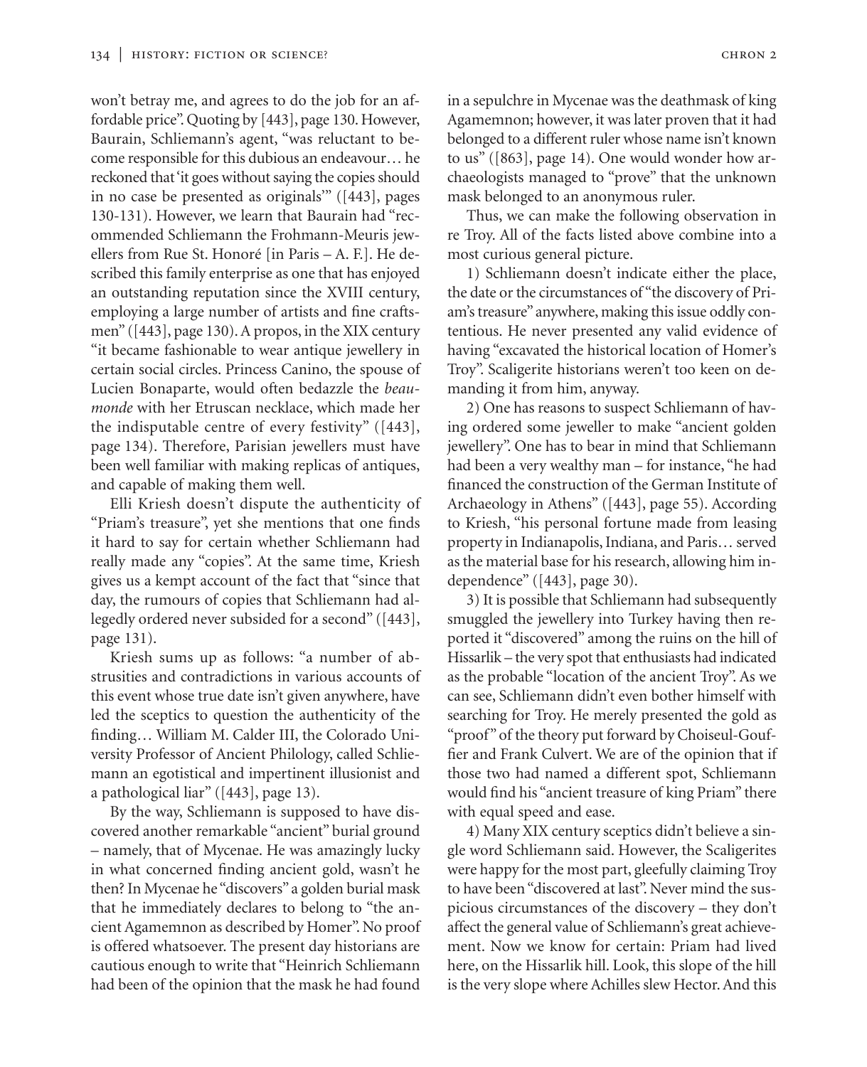won't betray me, and agrees to do the job for an affordable price". Quoting by [443], page 130. However, Baurain, Schliemann's agent, "was reluctant to become responsible for this dubious an endeavour… he reckoned that 'it goes without saying the copies should in no case be presented as originals'" ([443], pages 130-131). However, we learn that Baurain had "recommended Schliemann the Frohmann-Meuris jewellers from Rue St. Honoré [in Paris – A. F.]. He described this family enterprise as one that has enjoyed an outstanding reputation since the XVIII century, employing a large number of artists and fine craftsmen" ([443], page 130). A propos, in the XIX century "it became fashionable to wear antique jewellery in certain social circles. Princess Canino, the spouse of Lucien Bonaparte, would often bedazzle the *beau-monde* with her Etruscan necklace, which made her the indisputable centre of every festivity" ([443], page 134). Therefore, Parisian jewellers must have been well familiar with making replicas of antiques, and capable of making them well.

Elli Kriesh doesn't dispute the authenticity of "Priam's treasure", yet she mentions that one finds it hard to say for certain whether Schliemann had really made any "copies". At the same time, Kriesh gives us a kempt account of the fact that "since that day, the rumours of copies that Schliemann had allegedly ordered never subsided for a second" ([443], page 131).

Kriesh sums up as follows: "a number of abstrusities and contradictions in various accounts of this event whose true date isn't given anywhere, have led the sceptics to question the authenticity of the finding… William M. Calder III, the Colorado University Professor of Ancient Philology, called Schliemann an egotistical and impertinent illusionist and a pathological liar" ([443], page 13).

By the way, Schliemann is supposed to have discovered another remarkable "ancient" burial ground – namely, that of Mycenae. He was amazingly lucky in what concerned finding ancient gold, wasn't he then? In Mycenae he "discovers" a golden burial mask that he immediately declares to belong to "the ancient Agamemnon as described by Homer". No proof is offered whatsoever. The present day historians are cautious enough to write that "Heinrich Schliemann had been of the opinion that the mask he had found in a sepulchre in Mycenae was the deathmask of king Agamemnon; however, it was later proven that it had belonged to a different ruler whose name isn't known to us" ([863], page 14). One would wonder how archaeologists managed to "prove" that the unknown mask belonged to an anonymous ruler.

Thus, we can make the following observation in re Troy. All of the facts listed above combine into a most curious general picture.

1) Schliemann doesn't indicate either the place, the date or the circumstances of "the discovery of Priam's treasure" anywhere, making this issue oddly contentious. He never presented any valid evidence of having "excavated the historical location of Homer's Troy". Scaligerite historians weren't too keen on demanding it from him, anyway.

2) One has reasons to suspect Schliemann of having ordered some jeweller to make "ancient golden jewellery". One has to bear in mind that Schliemann had been a very wealthy man – for instance, "he had financed the construction of the German Institute of Archaeology in Athens" ([443], page 55). According to Kriesh, "his personal fortune made from leasing property in Indianapolis, Indiana, and Paris… served as the material base for his research, allowing him independence" ([443], page 30).

3) It is possible that Schliemann had subsequently smuggled the jewellery into Turkey having then reported it "discovered" among the ruins on the hill of Hissarlik – the very spot that enthusiasts had indicated as the probable "location of the ancient Troy". As we can see, Schliemann didn't even bother himself with searching for Troy. He merely presented the gold as "proof" of the theory put forward by Choiseul-Gouffier and Frank Culvert. We are of the opinion that if those two had named a different spot, Schliemann would find his "ancient treasure of king Priam" there with equal speed and ease.

4) Many XIX century sceptics didn't believe a single word Schliemann said. However, the Scaligerites were happy for the most part, gleefully claiming Troy to have been "discovered at last". Never mind the suspicious circumstances of the discovery – they don't affect the general value of Schliemann's great achievement. Now we know for certain: Priam had lived here, on the Hissarlik hill. Look, this slope of the hill is the very slope where Achilles slew Hector. And this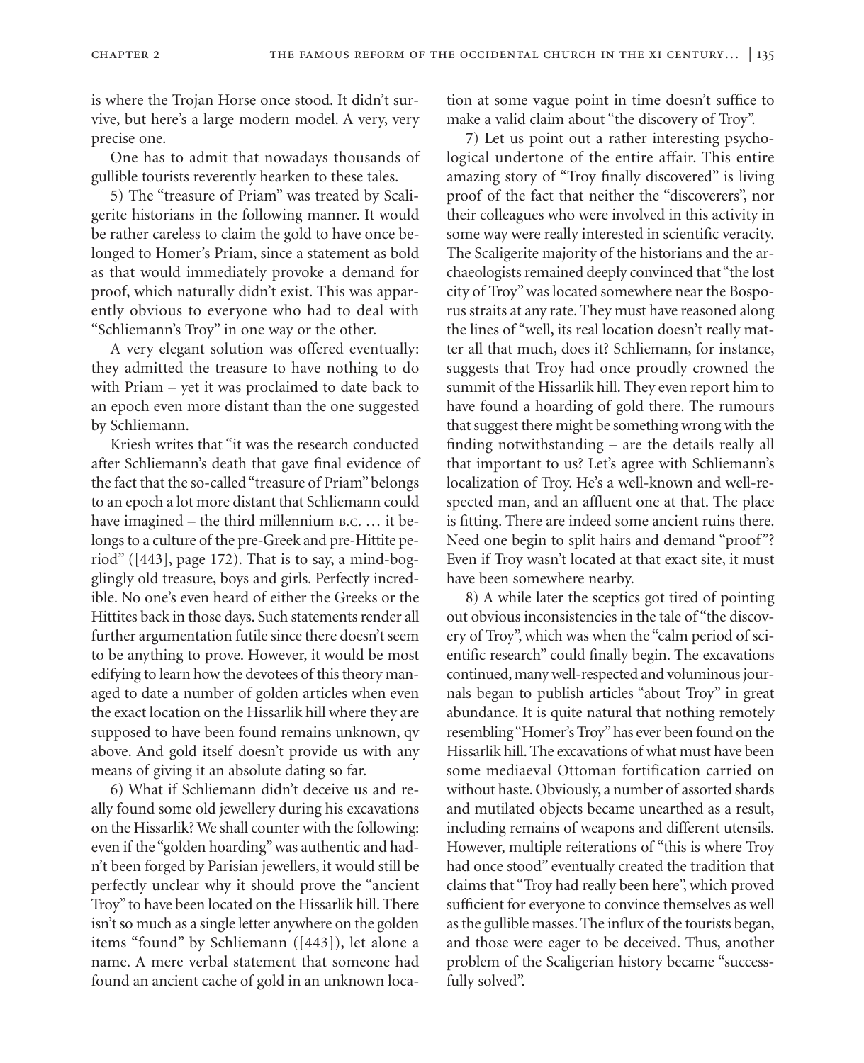is where the Trojan Horse once stood. It didn't survive, but here's a large modern model. A very, very precise one.

One has to admit that nowadays thousands of gullible tourists reverently hearken to these tales.

5) The "treasure of Priam" was treated by Scaligerite historians in the following manner. It would be rather careless to claim the gold to have once belonged to Homer's Priam, since a statement as bold as that would immediately provoke a demand for proof, which naturally didn't exist. This was apparently obvious to everyone who had to deal with "Schliemann's Troy" in one way or the other.

A very elegant solution was offered eventually: they admitted the treasure to have nothing to do with Priam – yet it was proclaimed to date back to an epoch even more distant than the one suggested by Schliemann.

Kriesh writes that "it was the research conducted after Schliemann's death that gave final evidence of the fact that the so-called "treasure of Priam" belongs to an epoch a lot more distant that Schliemann could have imagined – the third millennium B.C. … it belongs to a culture of the pre-Greek and pre-Hittite period" ([443], page 172). That is to say, a mind-bogglingly old treasure, boys and girls. Perfectly incredible. No one's even heard of either the Greeks or the Hittites back in those days. Such statements render all further argumentation futile since there doesn't seem to be anything to prove. However, it would be most edifying to learn how the devotees of this theory managed to date a number of golden articles when even the exact location on the Hissarlik hill where they are supposed to have been found remains unknown, qv above. And gold itself doesn't provide us with any means of giving it an absolute dating so far.

6) What if Schliemann didn't deceive us and really found some old jewellery during his excavations on the Hissarlik? We shall counter with the following: even if the "golden hoarding" was authentic and hadn't been forged by Parisian jewellers, it would still be perfectly unclear why it should prove the "ancient Troy" to have been located on the Hissarlik hill. There isn't so much as a single letter anywhere on the golden items "found" by Schliemann ([443]), let alone a name. A mere verbal statement that someone had found an ancient cache of gold in an unknown location at some vague point in time doesn't suffice to make a valid claim about "the discovery of Troy".

7) Let us point out a rather interesting psychological undertone of the entire affair. This entire amazing story of "Troy finally discovered" is living proof of the fact that neither the "discoverers", nor their colleagues who were involved in this activity in some way were really interested in scientific veracity. The Scaligerite majority of the historians and the archaeologists remained deeply convinced that "the lost city of Troy" was located somewhere near the Bosporus straits at any rate. They must have reasoned along the lines of "well, its real location doesn't really matter all that much, does it? Schliemann, for instance, suggests that Troy had once proudly crowned the summit of the Hissarlik hill. They even report him to have found a hoarding of gold there. The rumours that suggest there might be something wrong with the finding notwithstanding – are the details really all that important to us? Let's agree with Schliemann's localization of Troy. He's a well-known and well-respected man, and an affluent one at that. The place is fitting. There are indeed some ancient ruins there. Need one begin to split hairs and demand "proof"? Even if Troy wasn't located at that exact site, it must have been somewhere nearby.

8) A while later the sceptics got tired of pointing out obvious inconsistencies in the tale of "the discovery of Troy", which was when the "calm period of scientific research" could finally begin. The excavations continued, many well-respected and voluminous journals began to publish articles "about Troy" in great abundance. It is quite natural that nothing remotely resembling "Homer's Troy" has ever been found on the Hissarlik hill. The excavations of what must have been some mediaeval Ottoman fortification carried on without haste. Obviously, a number of assorted shards and mutilated objects became unearthed as a result, including remains of weapons and different utensils. However, multiple reiterations of "this is where Troy had once stood" eventually created the tradition that claims that "Troy had really been here", which proved sufficient for everyone to convince themselves as well as the gullible masses. The influx of the tourists began, and those were eager to be deceived. Thus, another problem of the Scaligerian history became "successfully solved".